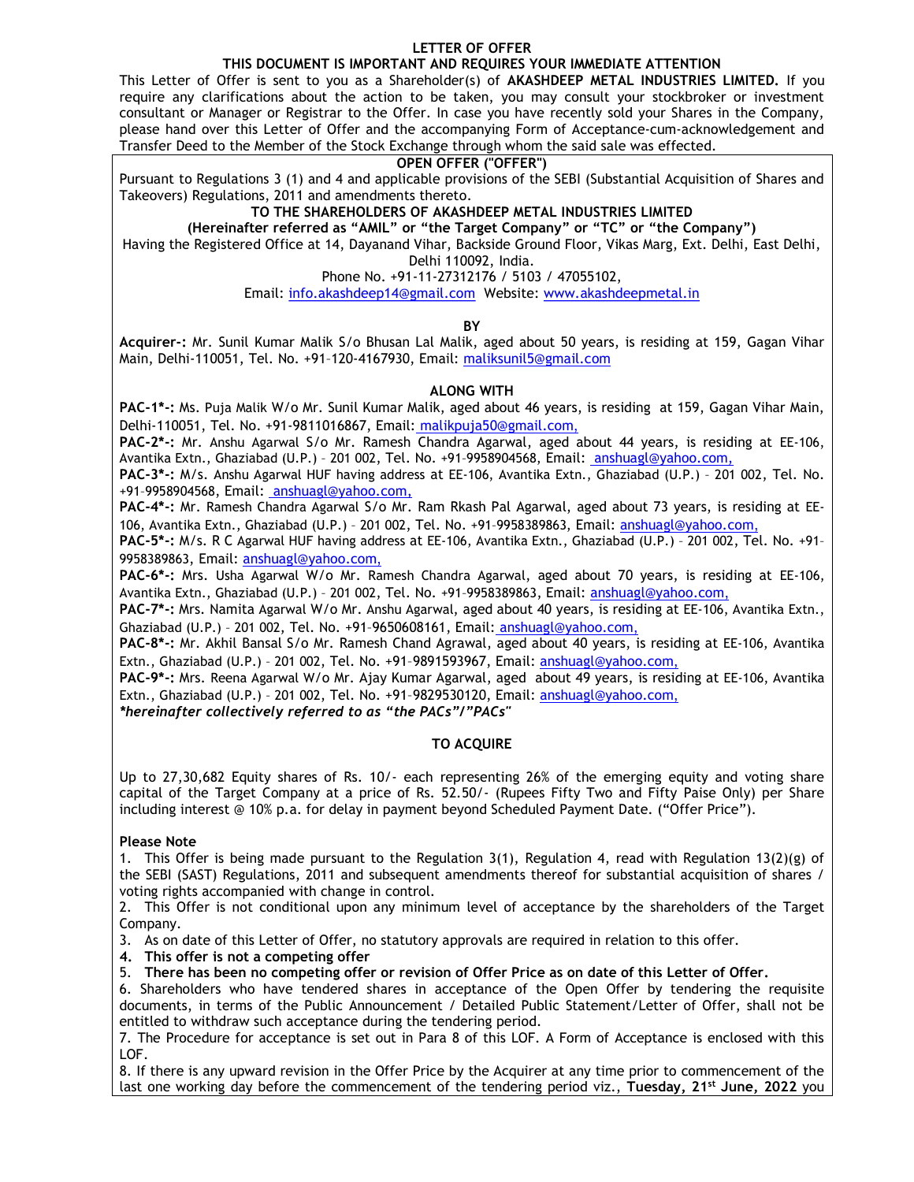# LETTER OF OFFER

## THIS DOCUMENT IS IMPORTANT AND REQUIRES YOUR IMMEDIATE ATTENTION

This Letter of Offer is sent to you as a Shareholder(s) of **AKASHDEEP METAL INDUSTRIES LIMITED.** If you require any clarifications about the action to be taken, you may consult your stockbroker or investment consultant or Manager or Registrar to the Offer. In case you have recently sold your Shares in the Company, please hand over this Letter of Offer and the accompanying Form of Acceptance-cum-acknowledgement and Transfer Deed to the Member of the Stock Exchange through whom the said sale was effected.

**OPEN OFFER ("OFFER")**

Pursuant to Regulations 3 (1) and 4 and applicable provisions of the SEBI (Substantial Acquisition of Shares and Takeovers) Regulations, 2011 and amendments thereto.

**TO THE SHAREHOLDERS OF AKASHDEEP METAL INDUSTRIES LIMITED**

**(Hereinafter referred as "AMIL" or "the Target Company" or "TC" or "the Company")**

Having the Registered Office at 14, Dayanand Vihar, Backside Ground Floor, Vikas Marg, Ext. Delhi, East Delhi, Delhi 110092, India.

Phone No. +91-11-27312176 / 5103 / 47055102,

Email: info.akashdeep14@gmail.com Website: www.akashdeepmetal.in

**BY**

**Acquirer-:** Mr. Sunil Kumar Malik S/o Bhusan Lal Malik, aged about 50 years, is residing at 159, Gagan Vihar Main, Delhi-110051, Tel. No. +91-120-4167930, Email: maliksunil5@gmail.com

**ALONG WITH**

**PAC-1*-:** Ms. Puja Malik W/o Mr. Sunil Kumar Malik, aged about 46 years, is residing at 159, Gagan Vihar Main, Delhi-110051, Tel. No. +91-9811016867, Email: malikpuja50@gmail.com,

**PAC-2*-:** Mr. Anshu Agarwal S/o Mr. Ramesh Chandra Agarwal, aged about 44 years, is residing at EE-106, Avantika Extn., Ghaziabad (U.P.) – 201 002, Tel. No. +91–9958904568, Email: anshuagl@yahoo.com,

**PAC-3*-:** M/s. Anshu Agarwal HUF having address at EE-106, Avantika Extn., Ghaziabad (U.P.) – 201 002, Tel. No. +91–9958904568, Email: anshuagl@yahoo.com,

**PAC-4*-:** Mr. Ramesh Chandra Agarwal S/o Mr. Ram Rkash Pal Agarwal, aged about 73 years, is residing at EE-106, Avantika Extn., Ghaziabad (U.P.) – 201 002, Tel. No. +91–9958389863, Email: anshuagl@yahoo.com,

**PAC-5*-:** M/s. R C Agarwal HUF having address at EE-106, Avantika Extn., Ghaziabad (U.P.) – 201 002, Tel. No. +91–9958389863, Email: anshuagl@yahoo.com,

**PAC-6*-:** Mrs. Usha Agarwal W/o Mr. Ramesh Chandra Agarwal, aged about 70 years, is residing at EE-106, Avantika Extn., Ghaziabad (U.P.) – 201 002, Tel. No. +91–9958389863, Email: anshuagl@yahoo.com,

**PAC-7*-:** Mrs. Namita Agarwal W/o Mr. Anshu Agarwal, aged about 40 years, is residing at EE-106, Avantika Extn., Ghaziabad (U.P.) – 201 002, Tel. No. +91–9650608161, Email: anshuagl@yahoo.com,

**PAC-8*-:** Mr. Akhil Bansal S/o Mr. Ramesh Chand Agrawal, aged about 40 years, is residing at EE-106, Avantika Extn., Ghaziabad (U.P.) – 201 002, Tel. No. +91–9891593967, Email: anshuagl@yahoo.com,

**PAC-9*-:** Mrs. Reena Agarwal W/o Mr. Ajay Kumar Agarwal, aged about 49 years, is residing at EE-106, Avantika Extn., Ghaziabad (U.P.) – 201 002, Tel. No. +91–9829530120, Email: anshuagl@yahoo.com,

***hereinafter collectively referred to as "the PACs"/"PACs"***

**TO ACQUIRE**

Up to 27,30,682 Equity shares of Rs. 10/- each representing 26% of the emerging equity and voting share capital of the Target Company at a price of Rs. 52.50/- (Rupees Fifty Two and Fifty Paise Only) per Share including interest @ 10% p.a. for delay in payment beyond Scheduled Payment Date. ("Offer Price").

**Please Note**

1. This Offer is being made pursuant to the Regulation 3(1), Regulation 4, read with Regulation 13(2)(g) of the SEBI (SAST) Regulations, 2011 and subsequent amendments thereof for substantial acquisition of shares / voting rights accompanied with change in control.
2. This Offer is not conditional upon any minimum level of acceptance by the shareholders of the Target Company.
3. As on date of this Letter of Offer, no statutory approvals are required in relation to this offer.
4. **This offer is not a competing offer**
5. **There has been no competing offer or revision of Offer Price as on date of this Letter of Offer.**
6. Shareholders who have tendered shares in acceptance of the Open Offer by tendering the requisite documents, in terms of the Public Announcement / Detailed Public Statement/Letter of Offer, shall not be entitled to withdraw such acceptance during the tendering period.
7. The Procedure for acceptance is set out in Para 8 of this LOF. A Form of Acceptance is enclosed with this LOF.
8. If there is any upward revision in the Offer Price by the Acquirer at any time prior to commencement of the last one working day before the commencement of the tendering period viz., **Tuesday, 21st June, 2022** you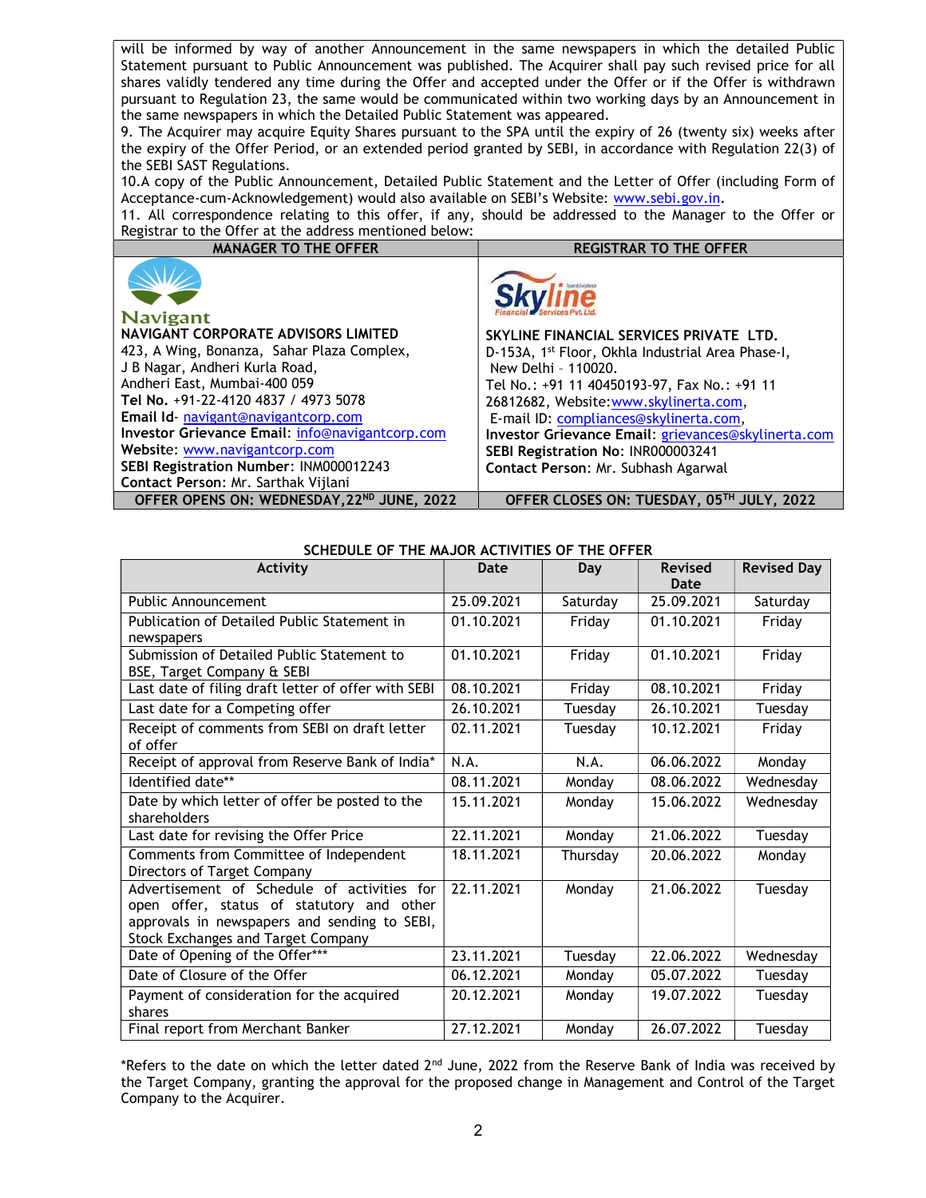will be informed by way of another Announcement in the same newspapers in which the detailed Public Statement pursuant to Public Announcement was published. The Acquirer shall pay such revised price for all shares validly tendered any time during the Offer and accepted under the Offer or if the Offer is withdrawn pursuant to Regulation 23, the same would be communicated within two working days by an Announcement in the same newspapers in which the Detailed Public Statement was appeared.

9. The Acquirer may acquire Equity Shares pursuant to the SPA until the expiry of 26 (twenty six) weeks after the expiry of the Offer Period, or an extended period granted by SEBI, in accordance with Regulation 22(3) of the SEBI SAST Regulations.

10. A copy of the Public Announcement, Detailed Public Statement and the Letter of Offer (including Form of Acceptance-cum-Acknowledgement) would also available on SEBI's Website: www.sebi.gov.in.

11. All correspondence relating to this offer, if any, should be addressed to the Manager to the Offer or Registrar to the Offer at the address mentioned below:

| MANAGER TO THE OFFER | REGISTRAR TO THE OFFER |
|---|---|
| Navigant<br>**NAVIGANT CORPORATE ADVISORS LIMITED**<br>423, A Wing, Bonanza, Sahar Plaza Complex,<br>J B Nagar, Andheri Kurla Road,<br>Andheri East, Mumbai-400 059<br>**Tel No.** +91-22-4120 4837 / 4973 5078<br>**Email Id**- navigant@navigantcorp.com<br>**Investor Grievance Email**: info@navigantcorp.com<br>**Website**: www.navigantcorp.com<br>**SEBI Registration Number**: INM000012243<br>**Contact Person**: Mr. Sarthak Vijlani | **SKYLINE FINANCIAL SERVICES PRIVATE LTD.**<br>D-153A, 1st Floor, Okhla Industrial Area Phase-I,<br>New Delhi – 110020.<br>Tel No.: +91 11 40450193-97, Fax No.: +91 11 26812682, Website: www.skylinerta.com,<br>E-mail ID: compliances@skylinerta.com,<br>**Investor Grievance Email**: grievances@skylinerta.com<br>**SEBI Registration No**: INR000003241<br>**Contact Person**: Mr. Subhash Agarwal |
| **OFFER OPENS ON: WEDNESDAY, 22ND JUNE, 2022** | **OFFER CLOSES ON: TUESDAY, 05TH JULY, 2022** |

**SCHEDULE OF THE MAJOR ACTIVITIES OF THE OFFER**

| Activity | Date | Day | Revised Date | Revised Day |
|---|---|---|---|---|
| Public Announcement | 25.09.2021 | Saturday | 25.09.2021 | Saturday |
| Publication of Detailed Public Statement in newspapers | 01.10.2021 | Friday | 01.10.2021 | Friday |
| Submission of Detailed Public Statement to BSE, Target Company & SEBI | 01.10.2021 | Friday | 01.10.2021 | Friday |
| Last date of filing draft letter of offer with SEBI | 08.10.2021 | Friday | 08.10.2021 | Friday |
| Last date for a Competing offer | 26.10.2021 | Tuesday | 26.10.2021 | Tuesday |
| Receipt of comments from SEBI on draft letter of offer | 02.11.2021 | Tuesday | 10.12.2021 | Friday |
| Receipt of approval from Reserve Bank of India* | N.A. | N.A. | 06.06.2022 | Monday |
| Identified date** | 08.11.2021 | Monday | 08.06.2022 | Wednesday |
| Date by which letter of offer be posted to the shareholders | 15.11.2021 | Monday | 15.06.2022 | Wednesday |
| Last date for revising the Offer Price | 22.11.2021 | Monday | 21.06.2022 | Tuesday |
| Comments from Committee of Independent Directors of Target Company | 18.11.2021 | Thursday | 20.06.2022 | Monday |
| Advertisement of Schedule of activities for open offer, status of statutory and other approvals in newspapers and sending to SEBI, Stock Exchanges and Target Company | 22.11.2021 | Monday | 21.06.2022 | Tuesday |
| Date of Opening of the Offer*** | 23.11.2021 | Tuesday | 22.06.2022 | Wednesday |
| Date of Closure of the Offer | 06.12.2021 | Monday | 05.07.2022 | Tuesday |
| Payment of consideration for the acquired shares | 20.12.2021 | Monday | 19.07.2022 | Tuesday |
| Final report from Merchant Banker | 27.12.2021 | Monday | 26.07.2022 | Tuesday |

*Refers to the date on which the letter dated 2nd June, 2022 from the Reserve Bank of India was received by the Target Company, granting the approval for the proposed change in Management and Control of the Target Company to the Acquirer.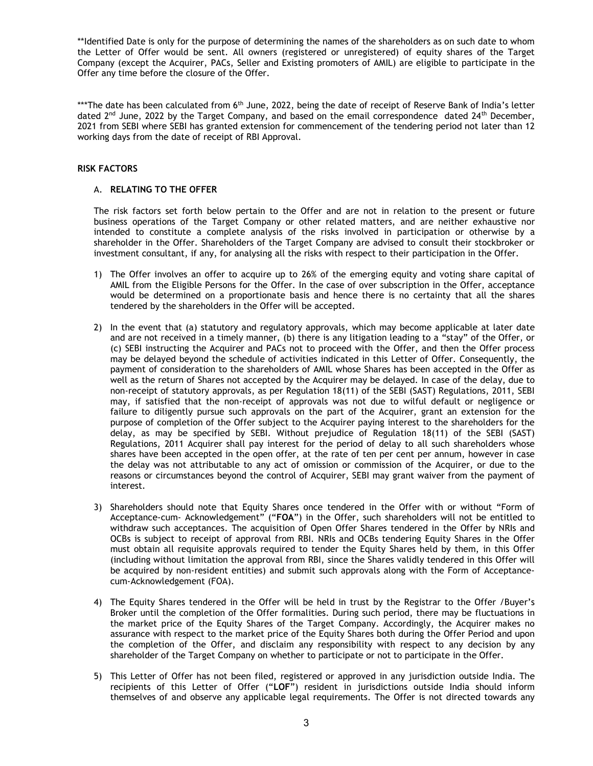**Identified Date is only for the purpose of determining the names of the shareholders as on such date to whom the Letter of Offer would be sent. All owners (registered or unregistered) of equity shares of the Target Company (except the Acquirer, PACs, Seller and Existing promoters of AMIL) are eligible to participate in the Offer any time before the closure of the Offer.

***The date has been calculated from 6th June, 2022, being the date of receipt of Reserve Bank of India's letter dated 2nd June, 2022 by the Target Company, and based on the email correspondence dated 24th December, 2021 from SEBI where SEBI has granted extension for commencement of the tendering period not later than 12 working days from the date of receipt of RBI Approval.

## RISK FACTORS

### A. RELATING TO THE OFFER

The risk factors set forth below pertain to the Offer and are not in relation to the present or future business operations of the Target Company or other related matters, and are neither exhaustive nor intended to constitute a complete analysis of the risks involved in participation or otherwise by a shareholder in the Offer. Shareholders of the Target Company are advised to consult their stockbroker or investment consultant, if any, for analysing all the risks with respect to their participation in the Offer.

1) The Offer involves an offer to acquire up to 26% of the emerging equity and voting share capital of AMIL from the Eligible Persons for the Offer. In the case of over subscription in the Offer, acceptance would be determined on a proportionate basis and hence there is no certainty that all the shares tendered by the shareholders in the Offer will be accepted.

2) In the event that (a) statutory and regulatory approvals, which may become applicable at later date and are not received in a timely manner, (b) there is any litigation leading to a "stay" of the Offer, or (c) SEBI instructing the Acquirer and PACs not to proceed with the Offer, and then the Offer process may be delayed beyond the schedule of activities indicated in this Letter of Offer. Consequently, the payment of consideration to the shareholders of AMIL whose Shares has been accepted in the Offer as well as the return of Shares not accepted by the Acquirer may be delayed. In case of the delay, due to non-receipt of statutory approvals, as per Regulation 18(11) of the SEBI (SAST) Regulations, 2011, SEBI may, if satisfied that the non-receipt of approvals was not due to wilful default or negligence or failure to diligently pursue such approvals on the part of the Acquirer, grant an extension for the purpose of completion of the Offer subject to the Acquirer paying interest to the shareholders for the delay, as may be specified by SEBI. Without prejudice of Regulation 18(11) of the SEBI (SAST) Regulations, 2011 Acquirer shall pay interest for the period of delay to all such shareholders whose shares have been accepted in the open offer, at the rate of ten per cent per annum, however in case the delay was not attributable to any act of omission or commission of the Acquirer, or due to the reasons or circumstances beyond the control of Acquirer, SEBI may grant waiver from the payment of interest.

3) Shareholders should note that Equity Shares once tendered in the Offer with or without "Form of Acceptance-cum- Acknowledgement" ("**FOA**") in the Offer, such shareholders will not be entitled to withdraw such acceptances. The acquisition of Open Offer Shares tendered in the Offer by NRIs and OCBs is subject to receipt of approval from RBI. NRIs and OCBs tendering Equity Shares in the Offer must obtain all requisite approvals required to tender the Equity Shares held by them, in this Offer (including without limitation the approval from RBI, since the Shares validly tendered in this Offer will be acquired by non-resident entities) and submit such approvals along with the Form of Acceptance-cum-Acknowledgement (FOA).

4) The Equity Shares tendered in the Offer will be held in trust by the Registrar to the Offer /Buyer's Broker until the completion of the Offer formalities. During such period, there may be fluctuations in the market price of the Equity Shares of the Target Company. Accordingly, the Acquirer makes no assurance with respect to the market price of the Equity Shares both during the Offer Period and upon the completion of the Offer, and disclaim any responsibility with respect to any decision by any shareholder of the Target Company on whether to participate or not to participate in the Offer.

5) This Letter of Offer has not been filed, registered or approved in any jurisdiction outside India. The recipients of this Letter of Offer ("**LOF**") resident in jurisdictions outside India should inform themselves of and observe any applicable legal requirements. The Offer is not directed towards any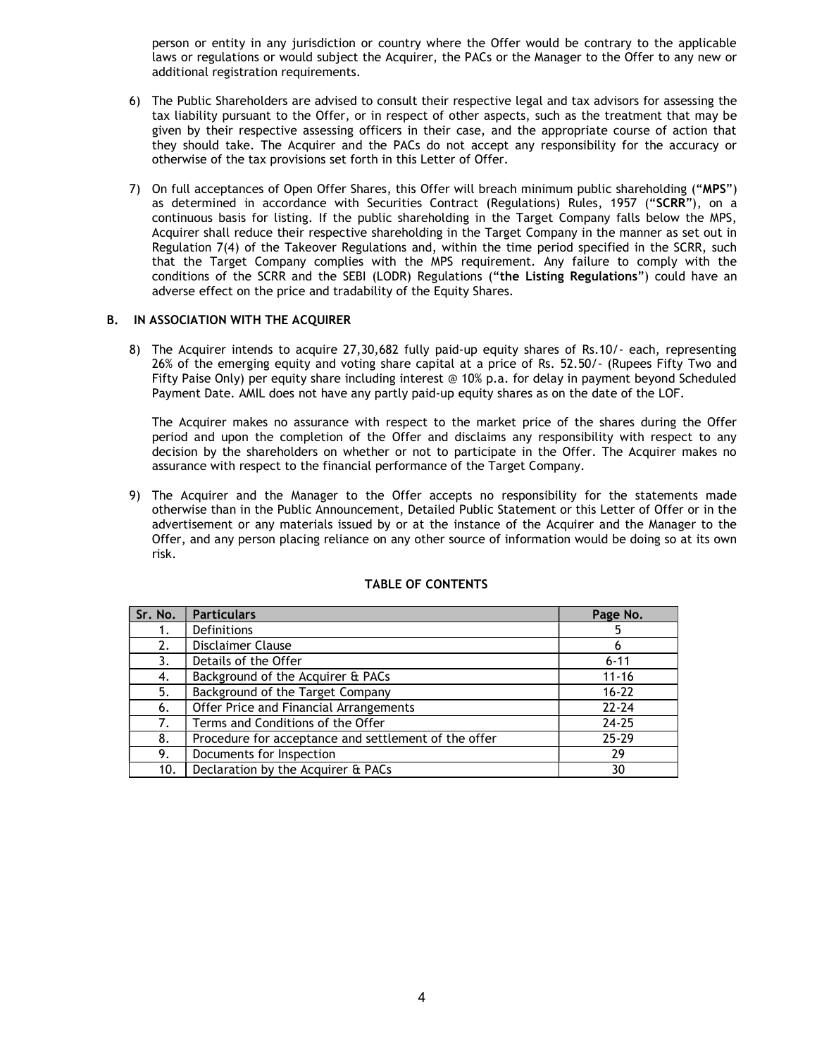person or entity in any jurisdiction or country where the Offer would be contrary to the applicable laws or regulations or would subject the Acquirer, the PACs or the Manager to the Offer to any new or additional registration requirements.

6) The Public Shareholders are advised to consult their respective legal and tax advisors for assessing the tax liability pursuant to the Offer, or in respect of other aspects, such as the treatment that may be given by their respective assessing officers in their case, and the appropriate course of action that they should take. The Acquirer and the PACs do not accept any responsibility for the accuracy or otherwise of the tax provisions set forth in this Letter of Offer.

7) On full acceptances of Open Offer Shares, this Offer will breach minimum public shareholding ("**MPS**") as determined in accordance with Securities Contract (Regulations) Rules, 1957 ("**SCRR**"), on a continuous basis for listing. If the public shareholding in the Target Company falls below the MPS, Acquirer shall reduce their respective shareholding in the Target Company in the manner as set out in Regulation 7(4) of the Takeover Regulations and, within the time period specified in the SCRR, such that the Target Company complies with the MPS requirement. Any failure to comply with the conditions of the SCRR and the SEBI (LODR) Regulations ("**the Listing Regulations**") could have an adverse effect on the price and tradability of the Equity Shares.

### B. IN ASSOCIATION WITH THE ACQUIRER

8) The Acquirer intends to acquire 27,30,682 fully paid-up equity shares of Rs.10/- each, representing 26% of the emerging equity and voting share capital at a price of Rs. 52.50/- (Rupees Fifty Two and Fifty Paise Only) per equity share including interest @ 10% p.a. for delay in payment beyond Scheduled Payment Date. AMIL does not have any partly paid-up equity shares as on the date of the LOF.

   The Acquirer makes no assurance with respect to the market price of the shares during the Offer period and upon the completion of the Offer and disclaims any responsibility with respect to any decision by the shareholders on whether or not to participate in the Offer. The Acquirer makes no assurance with respect to the financial performance of the Target Company.

9) The Acquirer and the Manager to the Offer accepts no responsibility for the statements made otherwise than in the Public Announcement, Detailed Public Statement or this Letter of Offer or in the advertisement or any materials issued by or at the instance of the Acquirer and the Manager to the Offer, and any person placing reliance on any other source of information would be doing so at its own risk.

**TABLE OF CONTENTS**

| Sr. No. | Particulars | Page No. |
|---|---|---|
| 1. | Definitions | 5 |
| 2. | Disclaimer Clause | 6 |
| 3. | Details of the Offer | 6-11 |
| 4. | Background of the Acquirer & PACs | 11-16 |
| 5. | Background of the Target Company | 16-22 |
| 6. | Offer Price and Financial Arrangements | 22-24 |
| 7. | Terms and Conditions of the Offer | 24-25 |
| 8. | Procedure for acceptance and settlement of the offer | 25-29 |
| 9. | Documents for Inspection | 29 |
| 10. | Declaration by the Acquirer & PACs | 30 |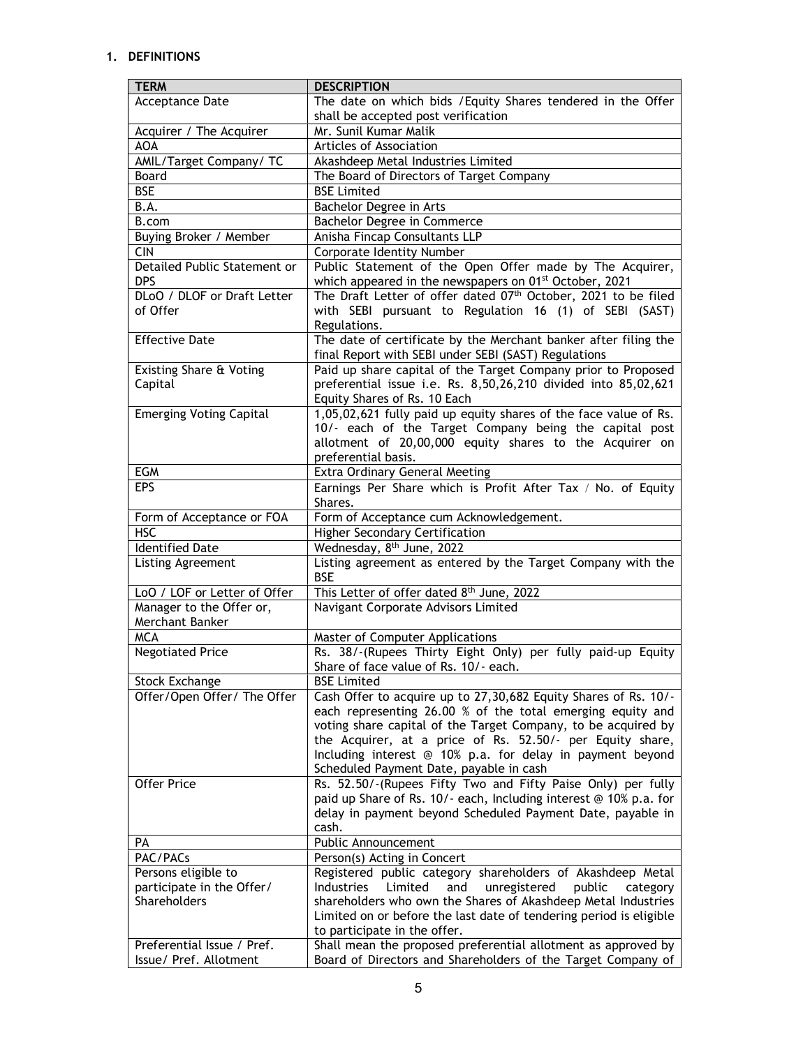## 1. DEFINITIONS

| TERM | DESCRIPTION |
|---|---|
| Acceptance Date | The date on which bids /Equity Shares tendered in the Offer shall be accepted post verification |
| Acquirer / The Acquirer | Mr. Sunil Kumar Malik |
| AOA | Articles of Association |
| AMIL/Target Company/ TC | Akashdeep Metal Industries Limited |
| Board | The Board of Directors of Target Company |
| BSE | BSE Limited |
| B.A. | Bachelor Degree in Arts |
| B.com | Bachelor Degree in Commerce |
| Buying Broker / Member | Anisha Fincap Consultants LLP |
| CIN | Corporate Identity Number |
| Detailed Public Statement or DPS | Public Statement of the Open Offer made by The Acquirer, which appeared in the newspapers on 01st October, 2021 |
| DLoO / DLOF or Draft Letter of Offer | The Draft Letter of offer dated 07th October, 2021 to be filed with SEBI pursuant to Regulation 16 (1) of SEBI (SAST) Regulations. |
| Effective Date | The date of certificate by the Merchant banker after filing the final Report with SEBI under SEBI (SAST) Regulations |
| Existing Share & Voting Capital | Paid up share capital of the Target Company prior to Proposed preferential issue i.e. Rs. 8,50,26,210 divided into 85,02,621 Equity Shares of Rs. 10 Each |
| Emerging Voting Capital | 1,05,02,621 fully paid up equity shares of the face value of Rs. 10/- each of the Target Company being the capital post allotment of 20,00,000 equity shares to the Acquirer on preferential basis. |
| EGM | Extra Ordinary General Meeting |
| EPS | Earnings Per Share which is Profit After Tax / No. of Equity Shares. |
| Form of Acceptance or FOA | Form of Acceptance cum Acknowledgement. |
| HSC | Higher Secondary Certification |
| Identified Date | Wednesday, 8th June, 2022 |
| Listing Agreement | Listing agreement as entered by the Target Company with the BSE |
| LoO / LOF or Letter of Offer | This Letter of offer dated 8th June, 2022 |
| Manager to the Offer or, Merchant Banker | Navigant Corporate Advisors Limited |
| MCA | Master of Computer Applications |
| Negotiated Price | Rs. 38/-(Rupees Thirty Eight Only) per fully paid-up Equity Share of face value of Rs. 10/- each. |
| Stock Exchange | BSE Limited |
| Offer/Open Offer/ The Offer | Cash Offer to acquire up to 27,30,682 Equity Shares of Rs. 10/- each representing 26.00 % of the total emerging equity and voting share capital of the Target Company, to be acquired by the Acquirer, at a price of Rs. 52.50/- per Equity share, Including interest @ 10% p.a. for delay in payment beyond Scheduled Payment Date, payable in cash |
| Offer Price | Rs. 52.50/-(Rupees Fifty Two and Fifty Paise Only) per fully paid up Share of Rs. 10/- each, Including interest @ 10% p.a. for delay in payment beyond Scheduled Payment Date, payable in cash. |
| PA | Public Announcement |
| PAC/PACs | Person(s) Acting in Concert |
| Persons eligible to participate in the Offer/ Shareholders | Registered public category shareholders of Akashdeep Metal Industries Limited and unregistered public category shareholders who own the Shares of Akashdeep Metal Industries Limited on or before the last date of tendering period is eligible to participate in the offer. |
| Preferential Issue / Pref. Issue/ Pref. Allotment | Shall mean the proposed preferential allotment as approved by Board of Directors and Shareholders of the Target Company of |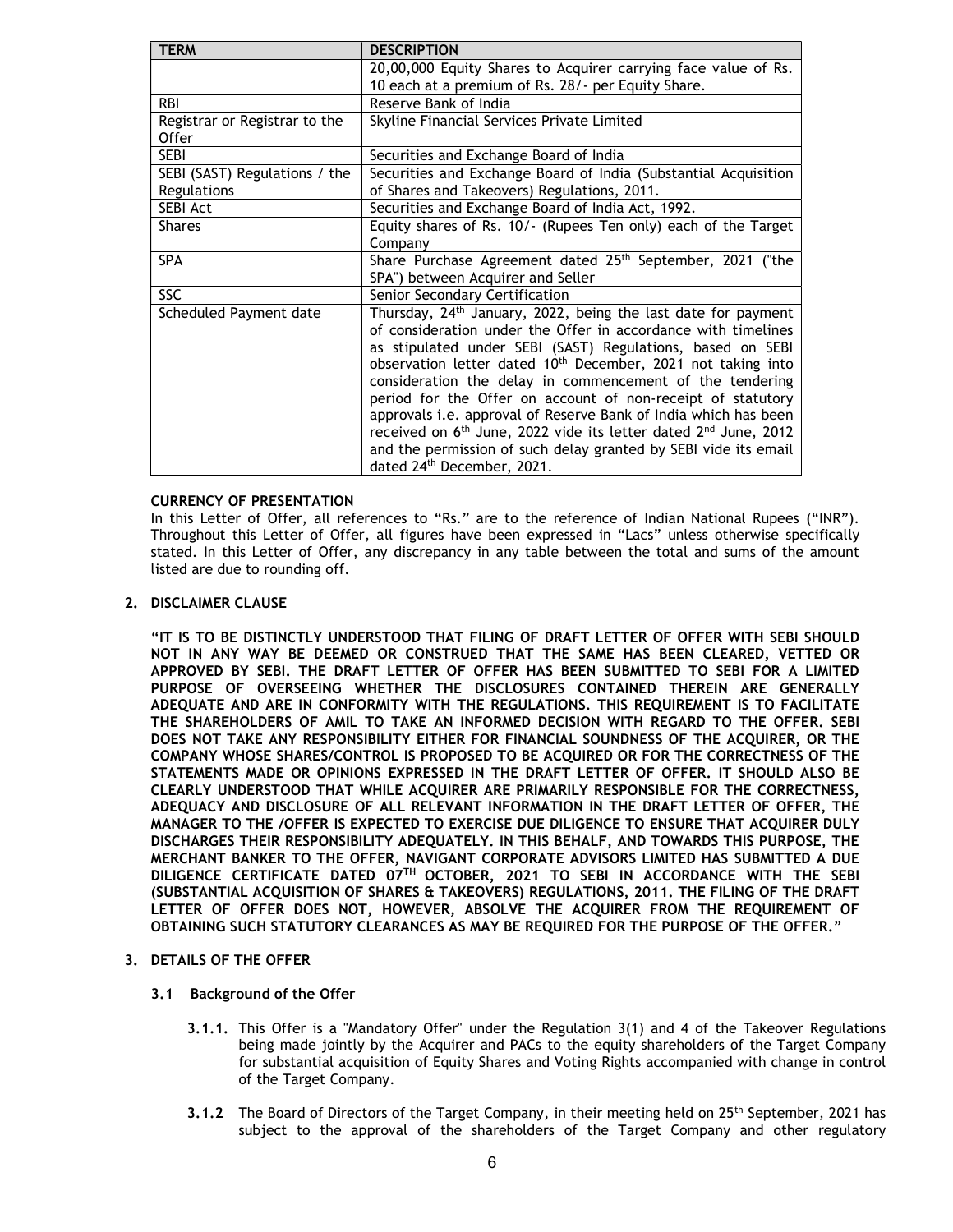| TERM | DESCRIPTION |
| --- | --- |
| | 20,00,000 Equity Shares to Acquirer carrying face value of Rs. 10 each at a premium of Rs. 28/- per Equity Share. |
| RBI | Reserve Bank of India |
| Registrar or Registrar to the Offer | Skyline Financial Services Private Limited |
| SEBI | Securities and Exchange Board of India |
| SEBI (SAST) Regulations / the Regulations | Securities and Exchange Board of India (Substantial Acquisition of Shares and Takeovers) Regulations, 2011. |
| SEBI Act | Securities and Exchange Board of India Act, 1992. |
| Shares | Equity shares of Rs. 10/- (Rupees Ten only) each of the Target Company |
| SPA | Share Purchase Agreement dated 25th September, 2021 ("the SPA") between Acquirer and Seller |
| SSC | Senior Secondary Certification |
| Scheduled Payment date | Thursday, 24th January, 2022, being the last date for payment of consideration under the Offer in accordance with timelines as stipulated under SEBI (SAST) Regulations, based on SEBI observation letter dated 10th December, 2021 not taking into consideration the delay in commencement of the tendering period for the Offer on account of non-receipt of statutory approvals i.e. approval of Reserve Bank of India which has been received on 6th June, 2022 vide its letter dated 2nd June, 2012 and the permission of such delay granted by SEBI vide its email dated 24th December, 2021. |

**CURRENCY OF PRESENTATION**

In this Letter of Offer, all references to "Rs." are to the reference of Indian National Rupees ("INR"). Throughout this Letter of Offer, all figures have been expressed in "Lacs" unless otherwise specifically stated. In this Letter of Offer, any discrepancy in any table between the total and sums of the amount listed are due to rounding off.

## 2. DISCLAIMER CLAUSE

**"IT IS TO BE DISTINCTLY UNDERSTOOD THAT FILING OF DRAFT LETTER OF OFFER WITH SEBI SHOULD NOT IN ANY WAY BE DEEMED OR CONSTRUED THAT THE SAME HAS BEEN CLEARED, VETTED OR APPROVED BY SEBI. THE DRAFT LETTER OF OFFER HAS BEEN SUBMITTED TO SEBI FOR A LIMITED PURPOSE OF OVERSEEING WHETHER THE DISCLOSURES CONTAINED THEREIN ARE GENERALLY ADEQUATE AND ARE IN CONFORMITY WITH THE REGULATIONS. THIS REQUIREMENT IS TO FACILITATE THE SHAREHOLDERS OF AMIL TO TAKE AN INFORMED DECISION WITH REGARD TO THE OFFER. SEBI DOES NOT TAKE ANY RESPONSIBILITY EITHER FOR FINANCIAL SOUNDNESS OF THE ACQUIRER, OR THE COMPANY WHOSE SHARES/CONTROL IS PROPOSED TO BE ACQUIRED OR FOR THE CORRECTNESS OF THE STATEMENTS MADE OR OPINIONS EXPRESSED IN THE DRAFT LETTER OF OFFER. IT SHOULD ALSO BE CLEARLY UNDERSTOOD THAT WHILE ACQUIRER ARE PRIMARILY RESPONSIBLE FOR THE CORRECTNESS, ADEQUACY AND DISCLOSURE OF ALL RELEVANT INFORMATION IN THE DRAFT LETTER OF OFFER, THE MANAGER TO THE /OFFER IS EXPECTED TO EXERCISE DUE DILIGENCE TO ENSURE THAT ACQUIRER DULY DISCHARGES THEIR RESPONSIBILITY ADEQUATELY. IN THIS BEHALF, AND TOWARDS THIS PURPOSE, THE MERCHANT BANKER TO THE OFFER, NAVIGANT CORPORATE ADVISORS LIMITED HAS SUBMITTED A DUE DILIGENCE CERTIFICATE DATED 07TH OCTOBER, 2021 TO SEBI IN ACCORDANCE WITH THE SEBI (SUBSTANTIAL ACQUISITION OF SHARES & TAKEOVERS) REGULATIONS, 2011. THE FILING OF THE DRAFT LETTER OF OFFER DOES NOT, HOWEVER, ABSOLVE THE ACQUIRER FROM THE REQUIREMENT OF OBTAINING SUCH STATUTORY CLEARANCES AS MAY BE REQUIRED FOR THE PURPOSE OF THE OFFER."**

## 3. DETAILS OF THE OFFER

### 3.1 Background of the Offer

**3.1.1.** This Offer is a "Mandatory Offer" under the Regulation 3(1) and 4 of the Takeover Regulations being made jointly by the Acquirer and PACs to the equity shareholders of the Target Company for substantial acquisition of Equity Shares and Voting Rights accompanied with change in control of the Target Company.

**3.1.2** The Board of Directors of the Target Company, in their meeting held on 25th September, 2021 has subject to the approval of the shareholders of the Target Company and other regulatory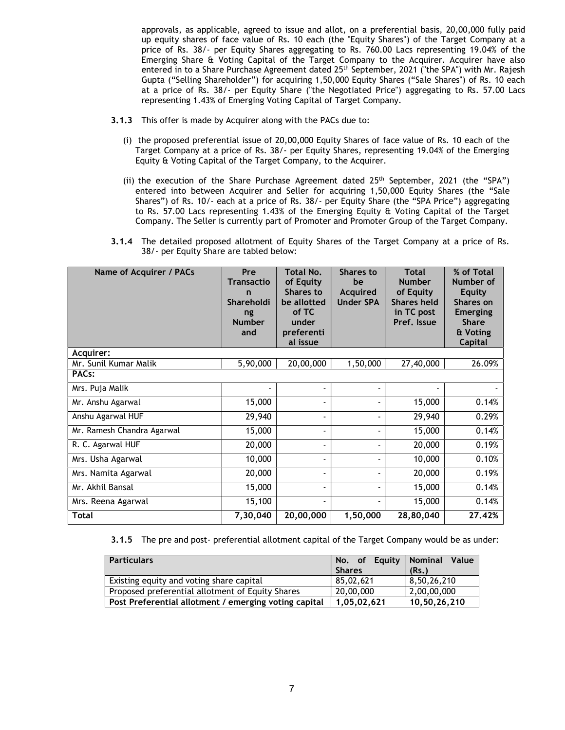approvals, as applicable, agreed to issue and allot, on a preferential basis, 20,00,000 fully paid up equity shares of face value of Rs. 10 each (the "Equity Shares") of the Target Company at a price of Rs. 38/- per Equity Shares aggregating to Rs. 760.00 Lacs representing 19.04% of the Emerging Share & Voting Capital of the Target Company to the Acquirer. Acquirer have also entered in to a Share Purchase Agreement dated 25th September, 2021 ("the SPA") with Mr. Rajesh Gupta ("Selling Shareholder") for acquiring 1,50,000 Equity Shares ("Sale Shares") of Rs. 10 each at a price of Rs. 38/- per Equity Share ("the Negotiated Price") aggregating to Rs. 57.00 Lacs representing 1.43% of Emerging Voting Capital of Target Company.

**3.1.3** This offer is made by Acquirer along with the PACs due to:

(i) the proposed preferential issue of 20,00,000 Equity Shares of face value of Rs. 10 each of the Target Company at a price of Rs. 38/- per Equity Shares, representing 19.04% of the Emerging Equity & Voting Capital of the Target Company, to the Acquirer.

(ii) the execution of the Share Purchase Agreement dated 25th September, 2021 (the "SPA") entered into between Acquirer and Seller for acquiring 1,50,000 Equity Shares (the "Sale Shares") of Rs. 10/- each at a price of Rs. 38/- per Equity Share (the "SPA Price") aggregating to Rs. 57.00 Lacs representing 1.43% of the Emerging Equity & Voting Capital of the Target Company. The Seller is currently part of Promoter and Promoter Group of the Target Company.

**3.1.4** The detailed proposed allotment of Equity Shares of the Target Company at a price of Rs. 38/- per Equity Share are tabled below:

| Name of Acquirer / PACs | Pre Transaction Shareholding Number and | Total No. of Equity Shares to be allotted of TC under preferential issue | Shares to be Acquired Under SPA | Total Number of Equity Shares held in TC post Pref. Issue | % of Total Number of Equity Shares on Emerging Share & Voting Capital |
|---|---|---|---|---|---|
| **Acquirer:** | | | | | |
| Mr. Sunil Kumar Malik | 5,90,000 | 20,00,000 | 1,50,000 | 27,40,000 | 26.09% |
| **PACs:** | | | | | |
| Mrs. Puja Malik | - | - | - | - | - |
| Mr. Anshu Agarwal | 15,000 | - | - | 15,000 | 0.14% |
| Anshu Agarwal HUF | 29,940 | - | - | 29,940 | 0.29% |
| Mr. Ramesh Chandra Agarwal | 15,000 | - | - | 15,000 | 0.14% |
| R. C. Agarwal HUF | 20,000 | - | - | 20,000 | 0.19% |
| Mrs. Usha Agarwal | 10,000 | - | - | 10,000 | 0.10% |
| Mrs. Namita Agarwal | 20,000 | - | - | 20,000 | 0.19% |
| Mr. Akhil Bansal | 15,000 | - | - | 15,000 | 0.14% |
| Mrs. Reena Agarwal | 15,100 | - | - | 15,000 | 0.14% |
| **Total** | **7,30,040** | **20,00,000** | **1,50,000** | **28,80,040** | **27.42%** |

**3.1.5** The pre and post- preferential allotment capital of the Target Company would be as under:

| Particulars | No. of Equity Shares | Nominal Value (Rs.) |
|---|---|---|
| Existing equity and voting share capital | 85,02,621 | 8,50,26,210 |
| Proposed preferential allotment of Equity Shares | 20,00,000 | 2,00,00,000 |
| **Post Preferential allotment / emerging voting capital** | **1,05,02,621** | **10,50,26,210** |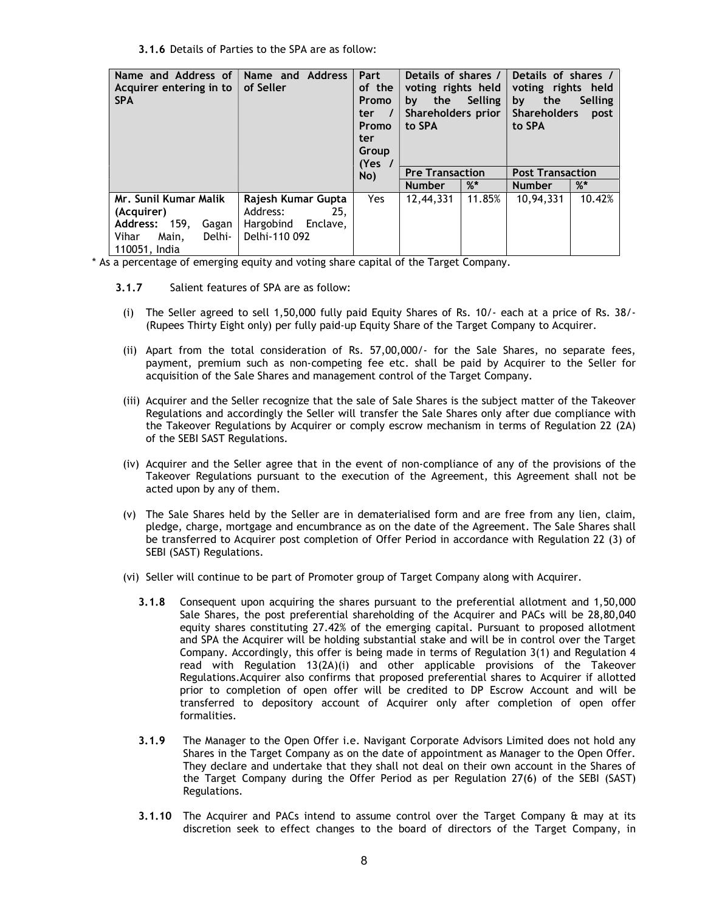**3.1.6** Details of Parties to the SPA are as follow:

| Name and Address of Acquirer entering in to SPA | Name and Address of Seller | Part of the Promoter / Promoter Group (Yes / No) | Details of shares / voting rights held by the Selling Shareholders prior to SPA | | Details of shares / voting rights held by the Selling Shareholders post to SPA | |
|---|---|---|---|---|---|---|
| | | | Pre Transaction | | Post Transaction | |
| | | | Number | %* | Number | %* |
| **Mr. Sunil Kumar Malik (Acquirer)** **Address:** 159, Gagan Vihar Main, Delhi-110051, India | **Rajesh Kumar Gupta** Address: 25, Hargobind Enclave, Delhi-110 092 | Yes | 12,44,331 | 11.85% | 10,94,331 | 10.42% |

\* As a percentage of emerging equity and voting share capital of the Target Company.

**3.1.7** Salient features of SPA are as follow:

(i) The Seller agreed to sell 1,50,000 fully paid Equity Shares of Rs. 10/- each at a price of Rs. 38/- (Rupees Thirty Eight only) per fully paid-up Equity Share of the Target Company to Acquirer.

(ii) Apart from the total consideration of Rs. 57,00,000/- for the Sale Shares, no separate fees, payment, premium such as non-competing fee etc. shall be paid by Acquirer to the Seller for acquisition of the Sale Shares and management control of the Target Company.

(iii) Acquirer and the Seller recognize that the sale of Sale Shares is the subject matter of the Takeover Regulations and accordingly the Seller will transfer the Sale Shares only after due compliance with the Takeover Regulations by Acquirer or comply escrow mechanism in terms of Regulation 22 (2A) of the SEBI SAST Regulations.

(iv) Acquirer and the Seller agree that in the event of non-compliance of any of the provisions of the Takeover Regulations pursuant to the execution of the Agreement, this Agreement shall not be acted upon by any of them.

(v) The Sale Shares held by the Seller are in dematerialised form and are free from any lien, claim, pledge, charge, mortgage and encumbrance as on the date of the Agreement. The Sale Shares shall be transferred to Acquirer post completion of Offer Period in accordance with Regulation 22 (3) of SEBI (SAST) Regulations.

(vi) Seller will continue to be part of Promoter group of Target Company along with Acquirer.

**3.1.8** Consequent upon acquiring the shares pursuant to the preferential allotment and 1,50,000 Sale Shares, the post preferential shareholding of the Acquirer and PACs will be 28,80,040 equity shares constituting 27.42% of the emerging capital. Pursuant to proposed allotment and SPA the Acquirer will be holding substantial stake and will be in control over the Target Company. Accordingly, this offer is being made in terms of Regulation 3(1) and Regulation 4 read with Regulation 13(2A)(i) and other applicable provisions of the Takeover Regulations.Acquirer also confirms that proposed preferential shares to Acquirer if allotted prior to completion of open offer will be credited to DP Escrow Account and will be transferred to depository account of Acquirer only after completion of open offer formalities.

**3.1.9** The Manager to the Open Offer i.e. Navigant Corporate Advisors Limited does not hold any Shares in the Target Company as on the date of appointment as Manager to the Open Offer. They declare and undertake that they shall not deal on their own account in the Shares of the Target Company during the Offer Period as per Regulation 27(6) of the SEBI (SAST) Regulations.

**3.1.10** The Acquirer and PACs intend to assume control over the Target Company & may at its discretion seek to effect changes to the board of directors of the Target Company, in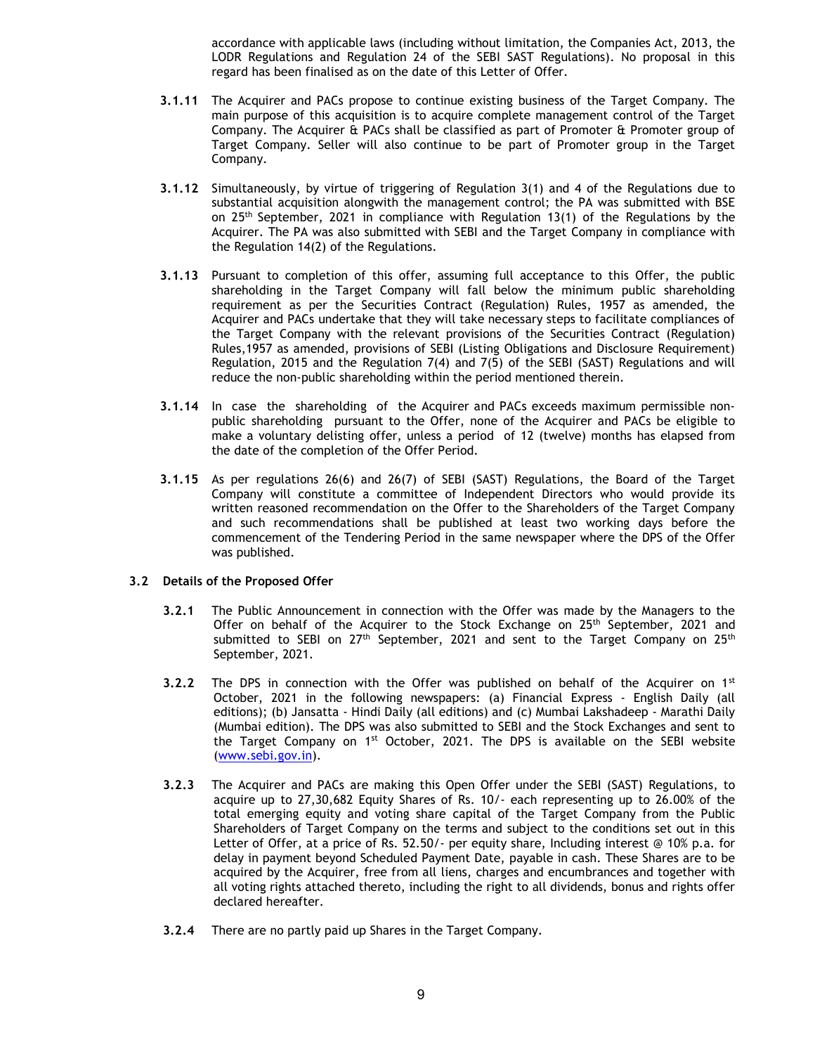accordance with applicable laws (including without limitation, the Companies Act, 2013, the LODR Regulations and Regulation 24 of the SEBI SAST Regulations). No proposal in this regard has been finalised as on the date of this Letter of Offer.

**3.1.11** The Acquirer and PACs propose to continue existing business of the Target Company. The main purpose of this acquisition is to acquire complete management control of the Target Company. The Acquirer & PACs shall be classified as part of Promoter & Promoter group of Target Company. Seller will also continue to be part of Promoter group in the Target Company.

**3.1.12** Simultaneously, by virtue of triggering of Regulation 3(1) and 4 of the Regulations due to substantial acquisition alongwith the management control; the PA was submitted with BSE on 25th September, 2021 in compliance with Regulation 13(1) of the Regulations by the Acquirer. The PA was also submitted with SEBI and the Target Company in compliance with the Regulation 14(2) of the Regulations.

**3.1.13** Pursuant to completion of this offer, assuming full acceptance to this Offer, the public shareholding in the Target Company will fall below the minimum public shareholding requirement as per the Securities Contract (Regulation) Rules, 1957 as amended, the Acquirer and PACs undertake that they will take necessary steps to facilitate compliances of the Target Company with the relevant provisions of the Securities Contract (Regulation) Rules,1957 as amended, provisions of SEBI (Listing Obligations and Disclosure Requirement) Regulation, 2015 and the Regulation 7(4) and 7(5) of the SEBI (SAST) Regulations and will reduce the non-public shareholding within the period mentioned therein.

**3.1.14** In case the shareholding of the Acquirer and PACs exceeds maximum permissible non-public shareholding pursuant to the Offer, none of the Acquirer and PACs be eligible to make a voluntary delisting offer, unless a period of 12 (twelve) months has elapsed from the date of the completion of the Offer Period.

**3.1.15** As per regulations 26(6) and 26(7) of SEBI (SAST) Regulations, the Board of the Target Company will constitute a committee of Independent Directors who would provide its written reasoned recommendation on the Offer to the Shareholders of the Target Company and such recommendations shall be published at least two working days before the commencement of the Tendering Period in the same newspaper where the DPS of the Offer was published.

**3.2 Details of the Proposed Offer**

**3.2.1** The Public Announcement in connection with the Offer was made by the Managers to the Offer on behalf of the Acquirer to the Stock Exchange on 25th September, 2021 and submitted to SEBI on 27th September, 2021 and sent to the Target Company on 25th September, 2021.

**3.2.2** The DPS in connection with the Offer was published on behalf of the Acquirer on 1st October, 2021 in the following newspapers: (a) Financial Express - English Daily (all editions); (b) Jansatta - Hindi Daily (all editions) and (c) Mumbai Lakshadeep - Marathi Daily (Mumbai edition). The DPS was also submitted to SEBI and the Stock Exchanges and sent to the Target Company on 1st October, 2021. The DPS is available on the SEBI website (www.sebi.gov.in).

**3.2.3** The Acquirer and PACs are making this Open Offer under the SEBI (SAST) Regulations, to acquire up to 27,30,682 Equity Shares of Rs. 10/- each representing up to 26.00% of the total emerging equity and voting share capital of the Target Company from the Public Shareholders of Target Company on the terms and subject to the conditions set out in this Letter of Offer, at a price of Rs. 52.50/- per equity share, Including interest @ 10% p.a. for delay in payment beyond Scheduled Payment Date, payable in cash. These Shares are to be acquired by the Acquirer, free from all liens, charges and encumbrances and together with all voting rights attached thereto, including the right to all dividends, bonus and rights offer declared hereafter.

**3.2.4** There are no partly paid up Shares in the Target Company.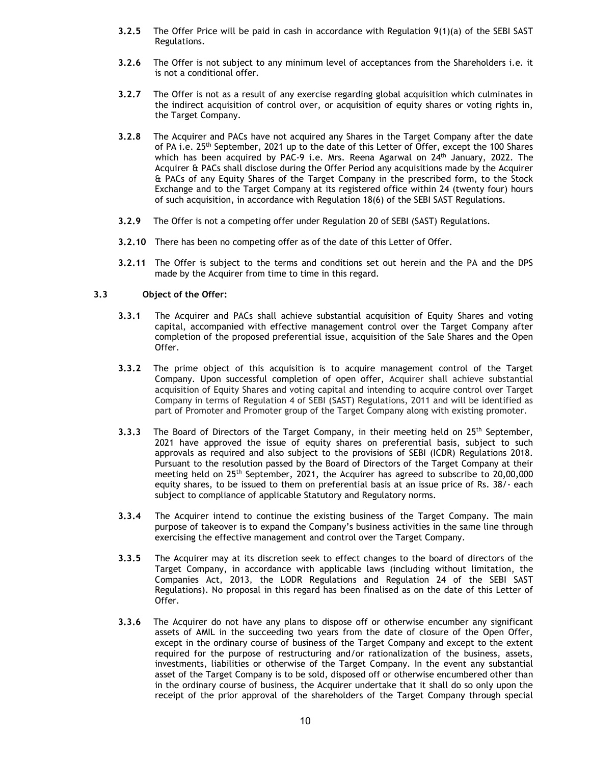**3.2.5** The Offer Price will be paid in cash in accordance with Regulation 9(1)(a) of the SEBI SAST Regulations.

**3.2.6** The Offer is not subject to any minimum level of acceptances from the Shareholders i.e. it is not a conditional offer.

**3.2.7** The Offer is not as a result of any exercise regarding global acquisition which culminates in the indirect acquisition of control over, or acquisition of equity shares or voting rights in, the Target Company.

**3.2.8** The Acquirer and PACs have not acquired any Shares in the Target Company after the date of PA i.e. 25th September, 2021 up to the date of this Letter of Offer, except the 100 Shares which has been acquired by PAC-9 i.e. Mrs. Reena Agarwal on 24th January, 2022. The Acquirer & PACs shall disclose during the Offer Period any acquisitions made by the Acquirer & PACs of any Equity Shares of the Target Company in the prescribed form, to the Stock Exchange and to the Target Company at its registered office within 24 (twenty four) hours of such acquisition, in accordance with Regulation 18(6) of the SEBI SAST Regulations.

**3.2.9** The Offer is not a competing offer under Regulation 20 of SEBI (SAST) Regulations.

**3.2.10** There has been no competing offer as of the date of this Letter of Offer.

**3.2.11** The Offer is subject to the terms and conditions set out herein and the PA and the DPS made by the Acquirer from time to time in this regard.

### 3.3 Object of the Offer:

**3.3.1** The Acquirer and PACs shall achieve substantial acquisition of Equity Shares and voting capital, accompanied with effective management control over the Target Company after completion of the proposed preferential issue, acquisition of the Sale Shares and the Open Offer.

**3.3.2** The prime object of this acquisition is to acquire management control of the Target Company. Upon successful completion of open offer, Acquirer shall achieve substantial acquisition of Equity Shares and voting capital and intending to acquire control over Target Company in terms of Regulation 4 of SEBI (SAST) Regulations, 2011 and will be identified as part of Promoter and Promoter group of the Target Company along with existing promoter.

**3.3.3** The Board of Directors of the Target Company, in their meeting held on 25th September, 2021 have approved the issue of equity shares on preferential basis, subject to such approvals as required and also subject to the provisions of SEBI (ICDR) Regulations 2018. Pursuant to the resolution passed by the Board of Directors of the Target Company at their meeting held on 25th September, 2021, the Acquirer has agreed to subscribe to 20,00,000 equity shares, to be issued to them on preferential basis at an issue price of Rs. 38/- each subject to compliance of applicable Statutory and Regulatory norms.

**3.3.4** The Acquirer intend to continue the existing business of the Target Company. The main purpose of takeover is to expand the Company's business activities in the same line through exercising the effective management and control over the Target Company.

**3.3.5** The Acquirer may at its discretion seek to effect changes to the board of directors of the Target Company, in accordance with applicable laws (including without limitation, the Companies Act, 2013, the LODR Regulations and Regulation 24 of the SEBI SAST Regulations). No proposal in this regard has been finalised as on the date of this Letter of Offer.

**3.3.6** The Acquirer do not have any plans to dispose off or otherwise encumber any significant assets of AMIL in the succeeding two years from the date of closure of the Open Offer, except in the ordinary course of business of the Target Company and except to the extent required for the purpose of restructuring and/or rationalization of the business, assets, investments, liabilities or otherwise of the Target Company. In the event any substantial asset of the Target Company is to be sold, disposed off or otherwise encumbered other than in the ordinary course of business, the Acquirer undertake that it shall do so only upon the receipt of the prior approval of the shareholders of the Target Company through special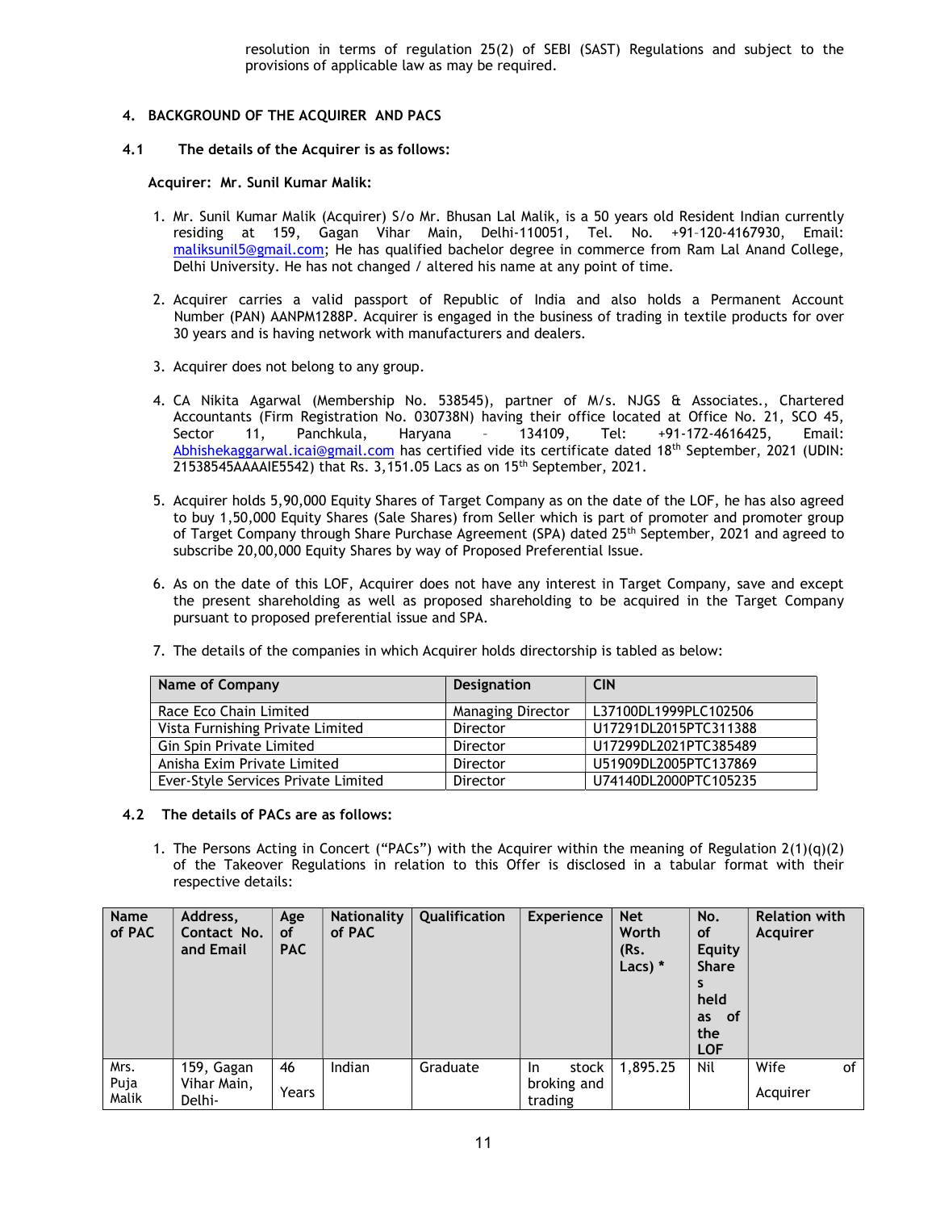resolution in terms of regulation 25(2) of SEBI (SAST) Regulations and subject to the provisions of applicable law as may be required.

## 4. BACKGROUND OF THE ACQUIRER AND PACS

### 4.1 The details of the Acquirer is as follows:

**Acquirer: Mr. Sunil Kumar Malik:**

1. Mr. Sunil Kumar Malik (Acquirer) S/o Mr. Bhusan Lal Malik, is a 50 years old Resident Indian currently residing at 159, Gagan Vihar Main, Delhi-110051, Tel. No. +91–120-4167930, Email: maliksunil5@gmail.com; He has qualified bachelor degree in commerce from Ram Lal Anand College, Delhi University. He has not changed / altered his name at any point of time.

2. Acquirer carries a valid passport of Republic of India and also holds a Permanent Account Number (PAN) AANPM1288P. Acquirer is engaged in the business of trading in textile products for over 30 years and is having network with manufacturers and dealers.

3. Acquirer does not belong to any group.

4. CA Nikita Agarwal (Membership No. 538545), partner of M/s. NJGS & Associates., Chartered Accountants (Firm Registration No. 030738N) having their office located at Office No. 21, SCO 45, Sector 11, Panchkula, Haryana – 134109, Tel: +91-172-4616425, Email: Abhishekaggarwal.icai@gmail.com has certified vide its certificate dated 18th September, 2021 (UDIN: 21538545AAAAIE5542) that Rs. 3,151.05 Lacs as on 15th September, 2021.

5. Acquirer holds 5,90,000 Equity Shares of Target Company as on the date of the LOF, he has also agreed to buy 1,50,000 Equity Shares (Sale Shares) from Seller which is part of promoter and promoter group of Target Company through Share Purchase Agreement (SPA) dated 25th September, 2021 and agreed to subscribe 20,00,000 Equity Shares by way of Proposed Preferential Issue.

6. As on the date of this LOF, Acquirer does not have any interest in Target Company, save and except the present shareholding as well as proposed shareholding to be acquired in the Target Company pursuant to proposed preferential issue and SPA.

7. The details of the companies in which Acquirer holds directorship is tabled as below:

| Name of Company | Designation | CIN |
|---|---|---|
| Race Eco Chain Limited | Managing Director | L37100DL1999PLC102506 |
| Vista Furnishing Private Limited | Director | U17291DL2015PTC311388 |
| Gin Spin Private Limited | Director | U17299DL2021PTC385489 |
| Anisha Exim Private Limited | Director | U51909DL2005PTC137869 |
| Ever-Style Services Private Limited | Director | U74140DL2000PTC105235 |

### 4.2 The details of PACs are as follows:

1. The Persons Acting in Concert ("PACs") with the Acquirer within the meaning of Regulation 2(1)(q)(2) of the Takeover Regulations in relation to this Offer is disclosed in a tabular format with their respective details:

| Name of PAC | Address, Contact No. and Email | Age of PAC | Nationality of PAC | Qualification | Experience | Net Worth (Rs. Lacs) * | No. of Equity Shares held as of the LOF | Relation with Acquirer |
|---|---|---|---|---|---|---|---|---|
| Mrs. Puja Malik | 159, Gagan Vihar Main, Delhi- | 46 Years | Indian | Graduate | In stock broking and trading | 1,895.25 | Nil | Wife of Acquirer |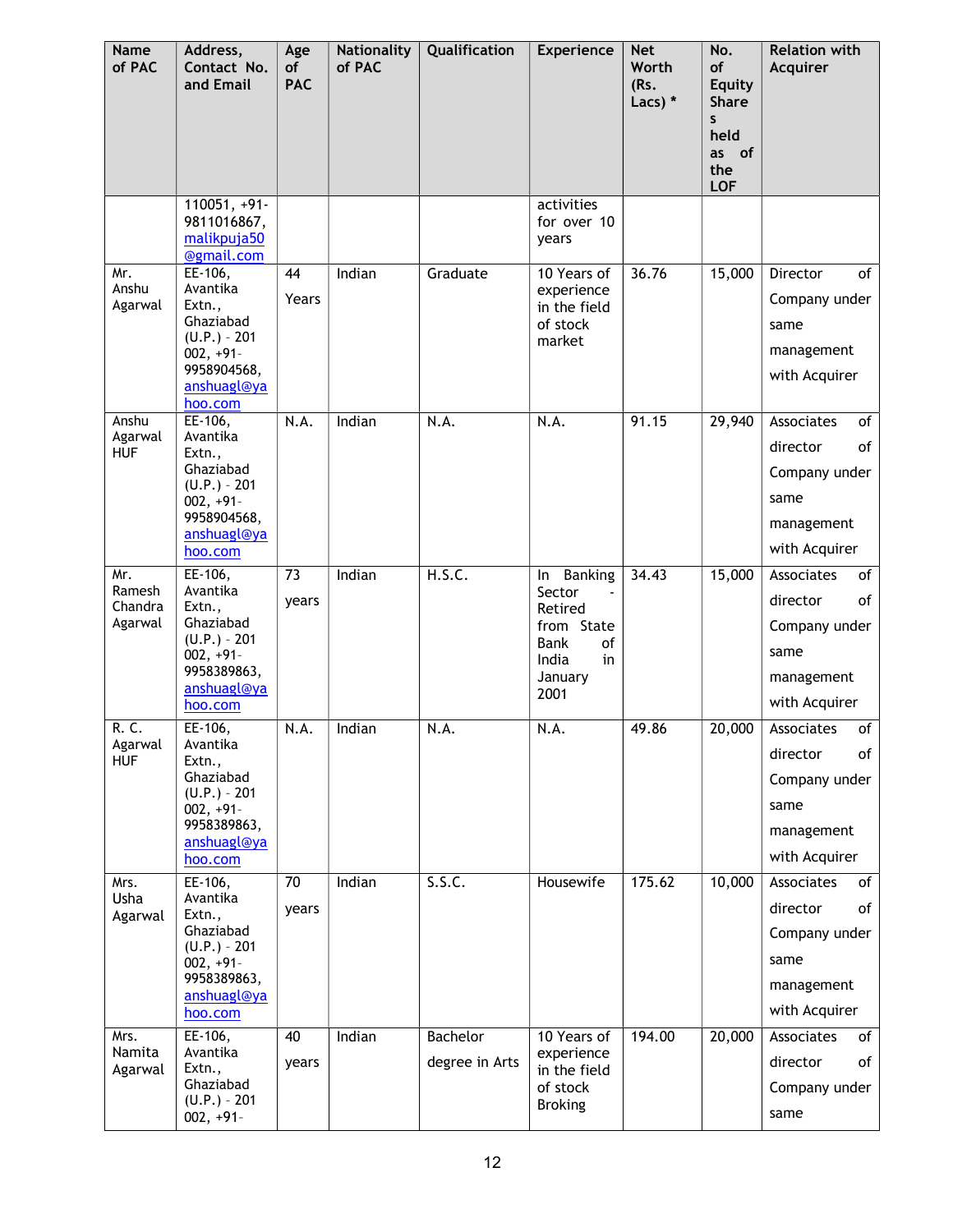| Name of PAC | Address, Contact No. and Email | Age of PAC | Nationality of PAC | Qualification | Experience | Net Worth (Rs. Lacs) * | No. of Equity Shares held as of the LOF | Relation with Acquirer |
|---|---|---|---|---|---|---|---|---|
| | 110051, +91-9811016867, malikpuja50@gmail.com | | | | activities for over 10 years | | | |
| Mr. Anshu Agarwal | EE-106, Avantika Extn., Ghaziabad (U.P.) - 201 002, +91-9958904568, anshuagl@yahoo.com | 44 Years | Indian | Graduate | 10 Years of experience in the field of stock market | 36.76 | 15,000 | Director of Company under same management with Acquirer |
| Anshu Agarwal HUF | EE-106, Avantika Extn., Ghaziabad (U.P.) - 201 002, +91-9958904568, anshuagl@yahoo.com | N.A. | Indian | N.A. | N.A. | 91.15 | 29,940 | Associates of director of Company under same management with Acquirer |
| Mr. Ramesh Chandra Agarwal | EE-106, Avantika Extn., Ghaziabad (U.P.) - 201 002, +91-9958389863, anshuagl@yahoo.com | 73 years | Indian | H.S.C. | In Banking Sector - Retired from State Bank of India in January 2001 | 34.43 | 15,000 | Associates of director of Company under same management with Acquirer |
| R. C. Agarwal HUF | EE-106, Avantika Extn., Ghaziabad (U.P.) - 201 002, +91-9958389863, anshuagl@yahoo.com | N.A. | Indian | N.A. | N.A. | 49.86 | 20,000 | Associates of director of Company under same management with Acquirer |
| Mrs. Usha Agarwal | EE-106, Avantika Extn., Ghaziabad (U.P.) - 201 002, +91-9958389863, anshuagl@yahoo.com | 70 years | Indian | S.S.C. | Housewife | 175.62 | 10,000 | Associates of director of Company under same management with Acquirer |
| Mrs. Namita Agarwal | EE-106, Avantika Extn., Ghaziabad (U.P.) - 201 002, +91- | 40 years | Indian | Bachelor degree in Arts | 10 Years of experience in the field of stock Broking | 194.00 | 20,000 | Associates of director of Company under same |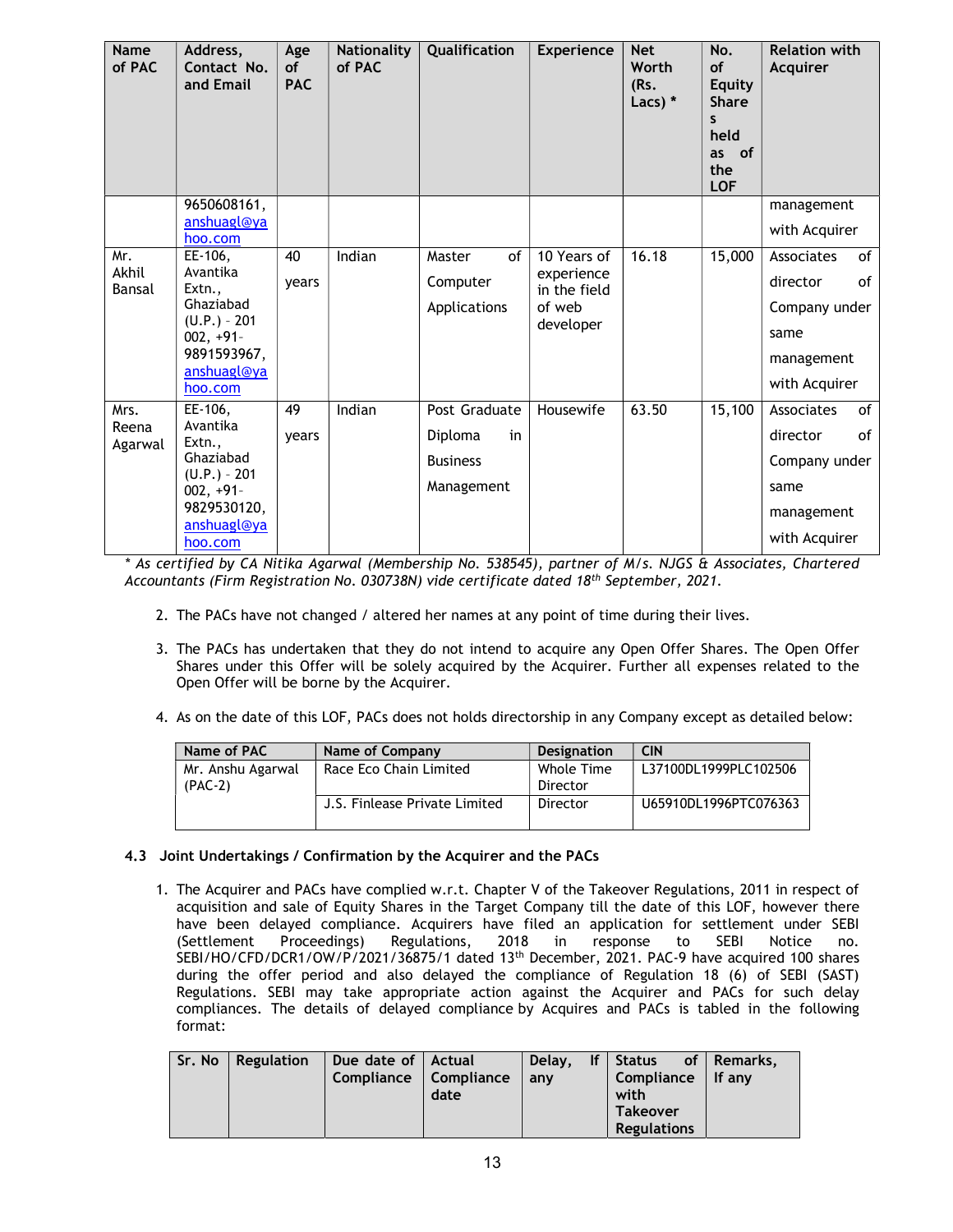| Name of PAC | Address, Contact No. and Email | Age of PAC | Nationality of PAC | Qualification | Experience | Net Worth (Rs. Lacs) * | No. of Equity Shares held as of the LOF | Relation with Acquirer |
|---|---|---|---|---|---|---|---|---|
| | 9650608161, anshuagl@yahoo.com | | | | | | | management with Acquirer |
| Mr. Akhil Bansal | EE-106, Avantika Extn., Ghaziabad (U.P.) - 201 002, +91-9891593967, anshuagl@yahoo.com | 40 years | Indian | Master of Computer Applications | 10 Years of experience in the field of web developer | 16.18 | 15,000 | Associates of director of Company under same management with Acquirer |
| Mrs. Reena Agarwal | EE-106, Avantika Extn., Ghaziabad (U.P.) - 201 002, +91-9829530120, anshuagl@yahoo.com | 49 years | Indian | Post Graduate Diploma in Business Management | Housewife | 63.50 | 15,100 | Associates of director of Company under same management with Acquirer |

*\* As certified by CA Nitika Agarwal (Membership No. 538545), partner of M/s. NJGS & Associates, Chartered Accountants (Firm Registration No. 030738N) vide certificate dated 18th September, 2021.*

2. The PACs have not changed / altered her names at any point of time during their lives.

3. The PACs has undertaken that they do not intend to acquire any Open Offer Shares. The Open Offer Shares under this Offer will be solely acquired by the Acquirer. Further all expenses related to the Open Offer will be borne by the Acquirer.

4. As on the date of this LOF, PACs does not holds directorship in any Company except as detailed below:

| Name of PAC | Name of Company | Designation | CIN |
|---|---|---|---|
| Mr. Anshu Agarwal (PAC-2) | Race Eco Chain Limited | Whole Time Director | L37100DL1999PLC102506 |
| | J.S. Finlease Private Limited | Director | U65910DL1996PTC076363 |

### 4.3 Joint Undertakings / Confirmation by the Acquirer and the PACs

1. The Acquirer and PACs have complied w.r.t. Chapter V of the Takeover Regulations, 2011 in respect of acquisition and sale of Equity Shares in the Target Company till the date of this LOF, however there have been delayed compliance. Acquirers have filed an application for settlement under SEBI (Settlement Proceedings) Regulations, 2018 in response to SEBI Notice no. SEBI/HO/CFD/DCR1/OW/P/2021/36875/1 dated 13th December, 2021. PAC-9 have acquired 100 shares during the offer period and also delayed the compliance of Regulation 18 (6) of SEBI (SAST) Regulations. SEBI may take appropriate action against the Acquirer and PACs for such delay compliances. The details of delayed compliance by Acquires and PACs is tabled in the following format:

| Sr. No | Regulation | Due date of Compliance | Actual Compliance date | Delay, If any | Status of Compliance with Takeover Regulations | Remarks, If any |
|---|---|---|---|---|---|---|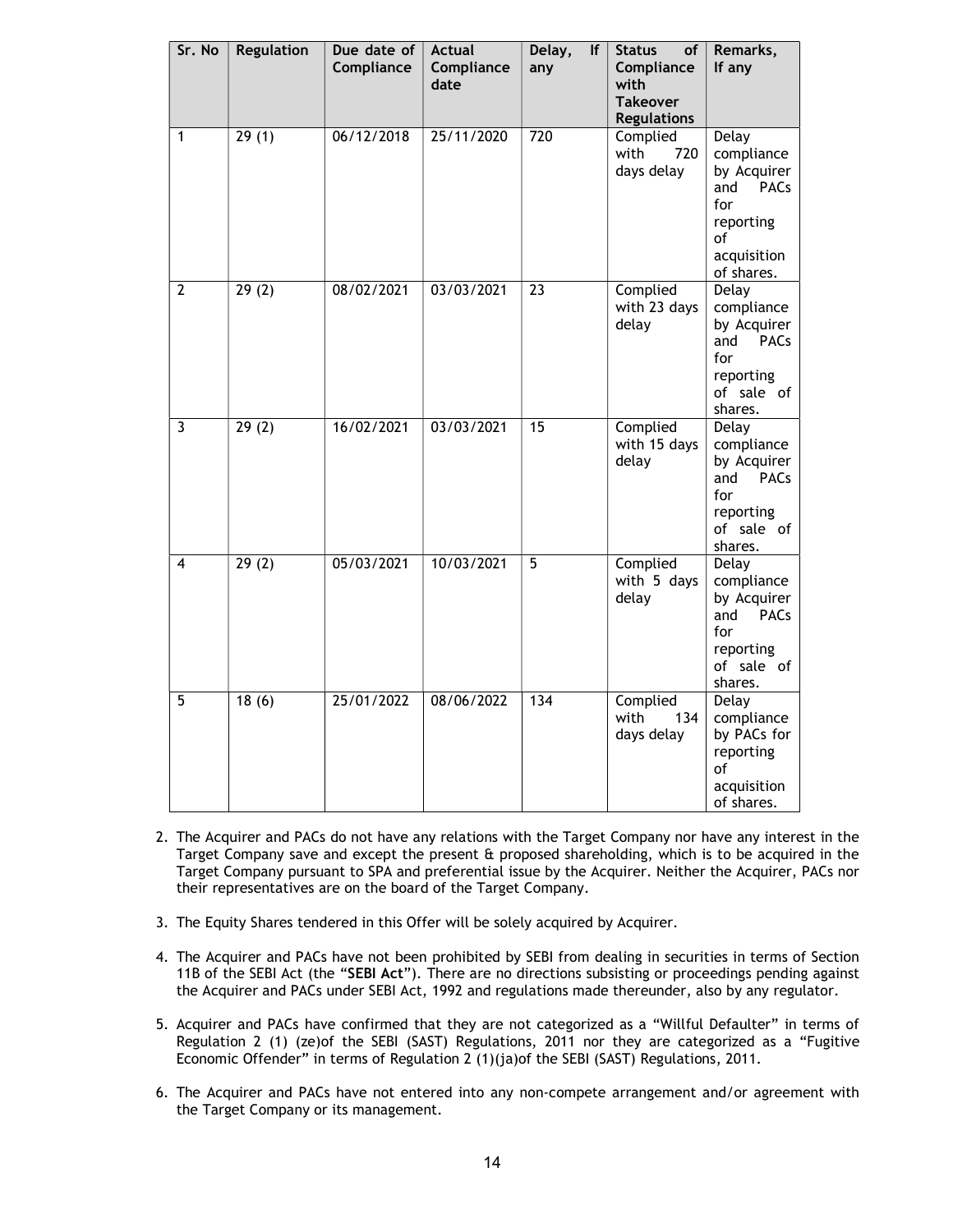| Sr. No | Regulation | Due date of Compliance | Actual Compliance date | Delay, If any | Status of Compliance with Takeover Regulations | Remarks, If any |
|---|---|---|---|---|---|---|
| 1 | 29 (1) | 06/12/2018 | 25/11/2020 | 720 | Complied with 720 days delay | Delay compliance by Acquirer and PACs for reporting of acquisition of shares. |
| 2 | 29 (2) | 08/02/2021 | 03/03/2021 | 23 | Complied with 23 days delay | Delay compliance by Acquirer and PACs for reporting of sale of shares. |
| 3 | 29 (2) | 16/02/2021 | 03/03/2021 | 15 | Complied with 15 days delay | Delay compliance by Acquirer and PACs for reporting of sale of shares. |
| 4 | 29 (2) | 05/03/2021 | 10/03/2021 | 5 | Complied with 5 days delay | Delay compliance by Acquirer and PACs for reporting of sale of shares. |
| 5 | 18 (6) | 25/01/2022 | 08/06/2022 | 134 | Complied with 134 days delay | Delay compliance by PACs for reporting of acquisition of shares. |

2. The Acquirer and PACs do not have any relations with the Target Company nor have any interest in the Target Company save and except the present & proposed shareholding, which is to be acquired in the Target Company pursuant to SPA and preferential issue by the Acquirer. Neither the Acquirer, PACs nor their representatives are on the board of the Target Company.

3. The Equity Shares tendered in this Offer will be solely acquired by Acquirer.

4. The Acquirer and PACs have not been prohibited by SEBI from dealing in securities in terms of Section 11B of the SEBI Act (the "**SEBI Act**"). There are no directions subsisting or proceedings pending against the Acquirer and PACs under SEBI Act, 1992 and regulations made thereunder, also by any regulator.

5. Acquirer and PACs have confirmed that they are not categorized as a "Willful Defaulter" in terms of Regulation 2 (1) (ze)of the SEBI (SAST) Regulations, 2011 nor they are categorized as a "Fugitive Economic Offender" in terms of Regulation 2 (1)(ja)of the SEBI (SAST) Regulations, 2011.

6. The Acquirer and PACs have not entered into any non-compete arrangement and/or agreement with the Target Company or its management.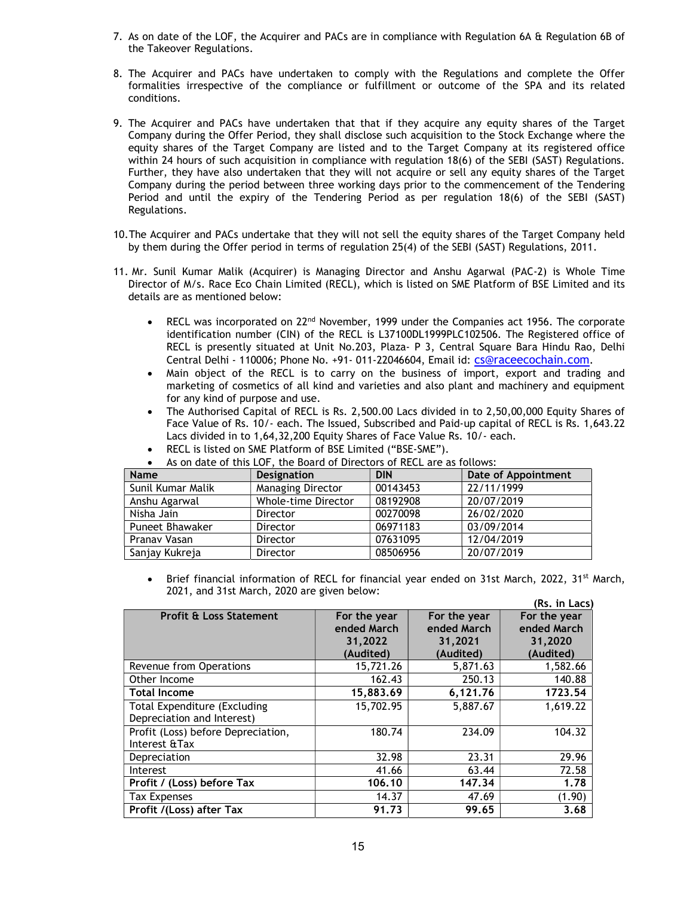7. As on date of the LOF, the Acquirer and PACs are in compliance with Regulation 6A & Regulation 6B of the Takeover Regulations.

8. The Acquirer and PACs have undertaken to comply with the Regulations and complete the Offer formalities irrespective of the compliance or fulfillment or outcome of the SPA and its related conditions.

9. The Acquirer and PACs have undertaken that that if they acquire any equity shares of the Target Company during the Offer Period, they shall disclose such acquisition to the Stock Exchange where the equity shares of the Target Company are listed and to the Target Company at its registered office within 24 hours of such acquisition in compliance with regulation 18(6) of the SEBI (SAST) Regulations. Further, they have also undertaken that they will not acquire or sell any equity shares of the Target Company during the period between three working days prior to the commencement of the Tendering Period and until the expiry of the Tendering Period as per regulation 18(6) of the SEBI (SAST) Regulations.

10. The Acquirer and PACs undertake that they will not sell the equity shares of the Target Company held by them during the Offer period in terms of regulation 25(4) of the SEBI (SAST) Regulations, 2011.

11. Mr. Sunil Kumar Malik (Acquirer) is Managing Director and Anshu Agarwal (PAC-2) is Whole Time Director of M/s. Race Eco Chain Limited (RECL), which is listed on SME Platform of BSE Limited and its details are as mentioned below:

    - RECL was incorporated on 22nd November, 1999 under the Companies act 1956. The corporate identification number (CIN) of the RECL is L37100DL1999PLC102506. The Registered office of RECL is presently situated at Unit No.203, Plaza- P 3, Central Square Bara Hindu Rao, Delhi Central Delhi - 110006; Phone No. +91- 011-22046604, Email id: cs@raceecochain.com.
    - Main object of the RECL is to carry on the business of import, export and trading and marketing of cosmetics of all kind and varieties and also plant and machinery and equipment for any kind of purpose and use.
    - The Authorised Capital of RECL is Rs. 2,500.00 Lacs divided in to 2,50,00,000 Equity Shares of Face Value of Rs. 10/- each. The Issued, Subscribed and Paid-up capital of RECL is Rs. 1,643.22 Lacs divided in to 1,64,32,200 Equity Shares of Face Value Rs. 10/- each.
    - RECL is listed on SME Platform of BSE Limited ("BSE-SME").
    - As on date of this LOF, the Board of Directors of RECL are as follows:

| Name | Designation | DIN | Date of Appointment |
|---|---|---|---|
| Sunil Kumar Malik | Managing Director | 00143453 | 22/11/1999 |
| Anshu Agarwal | Whole-time Director | 08192908 | 20/07/2019 |
| Nisha Jain | Director | 00270098 | 26/02/2020 |
| Puneet Bhawaker | Director | 06971183 | 03/09/2014 |
| Pranav Vasan | Director | 07631095 | 12/04/2019 |
| Sanjay Kukreja | Director | 08506956 | 20/07/2019 |

    - Brief financial information of RECL for financial year ended on 31st March, 2022, 31st March, 2021, and 31st March, 2020 are given below:

(Rs. in Lacs)

| Profit & Loss Statement | For the year ended March 31,2022 (Audited) | For the year ended March 31,2021 (Audited) | For the year ended March 31,2020 (Audited) |
|---|---|---|---|
| Revenue from Operations | 15,721.26 | 5,871.63 | 1,582.66 |
| Other Income | 162.43 | 250.13 | 140.88 |
| **Total Income** | **15,883.69** | **6,121.76** | **1723.54** |
| Total Expenditure (Excluding Depreciation and Interest) | 15,702.95 | 5,887.67 | 1,619.22 |
| Profit (Loss) before Depreciation, Interest &Tax | 180.74 | 234.09 | 104.32 |
| Depreciation | 32.98 | 23.31 | 29.96 |
| Interest | 41.66 | 63.44 | 72.58 |
| **Profit / (Loss) before Tax** | **106.10** | **147.34** | **1.78** |
| Tax Expenses | 14.37 | 47.69 | (1.90) |
| **Profit /(Loss) after Tax** | **91.73** | **99.65** | **3.68** |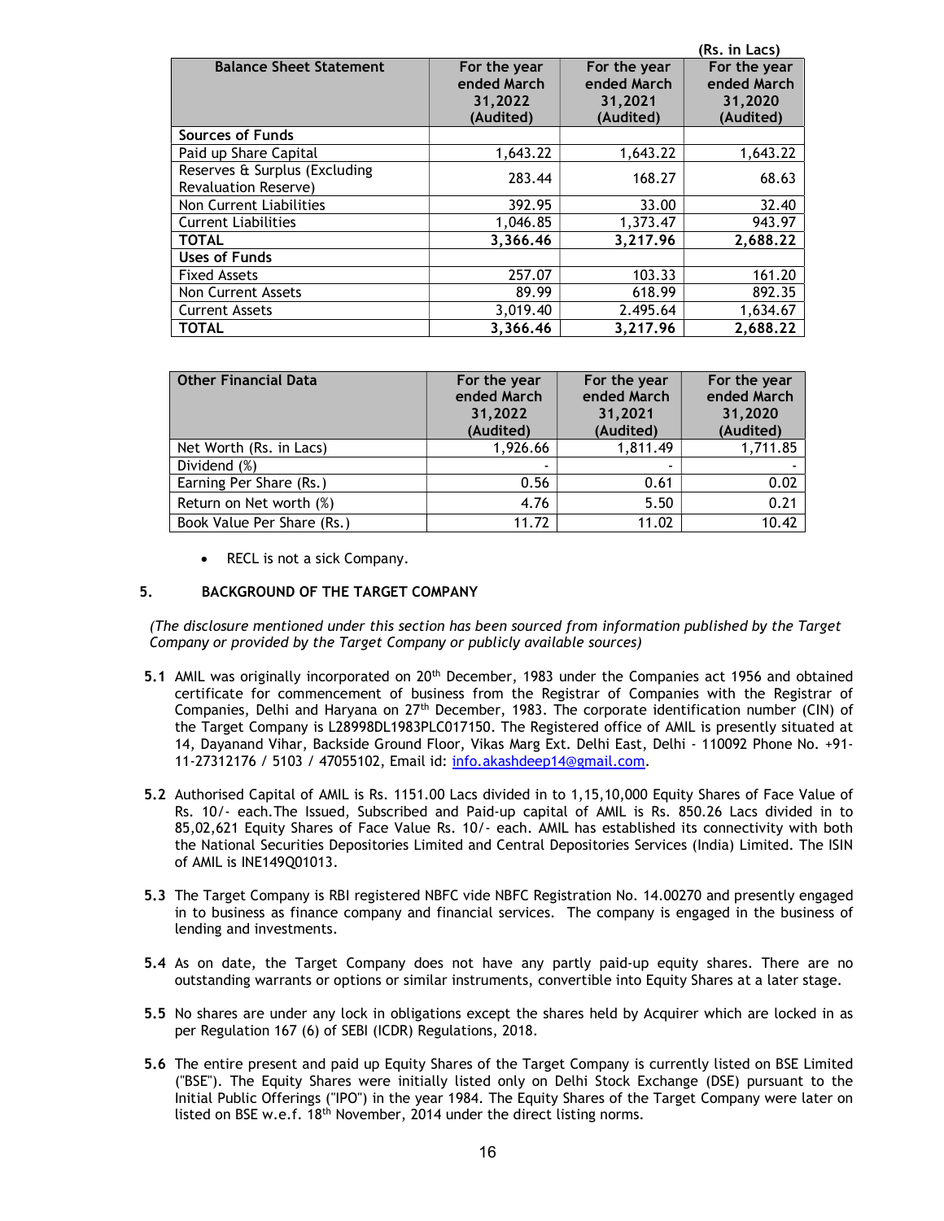(Rs. in Lacs)

| Balance Sheet Statement | For the year ended March 31,2022 (Audited) | For the year ended March 31,2021 (Audited) | For the year ended March 31,2020 (Audited) |
|---|---|---|---|
| **Sources of Funds** | | | |
| Paid up Share Capital | 1,643.22 | 1,643.22 | 1,643.22 |
| Reserves & Surplus (Excluding Revaluation Reserve) | 283.44 | 168.27 | 68.63 |
| Non Current Liabilities | 392.95 | 33.00 | 32.40 |
| Current Liabilities | 1,046.85 | 1,373.47 | 943.97 |
| **TOTAL** | **3,366.46** | **3,217.96** | **2,688.22** |
| **Uses of Funds** | | | |
| Fixed Assets | 257.07 | 103.33 | 161.20 |
| Non Current Assets | 89.99 | 618.99 | 892.35 |
| Current Assets | 3,019.40 | 2.495.64 | 1,634.67 |
| **TOTAL** | **3,366.46** | **3,217.96** | **2,688.22** |

| Other Financial Data | For the year ended March 31,2022 (Audited) | For the year ended March 31,2021 (Audited) | For the year ended March 31,2020 (Audited) |
|---|---|---|---|
| Net Worth (Rs. in Lacs) | 1,926.66 | 1,811.49 | 1,711.85 |
| Dividend (%) | - | - | - |
| Earning Per Share (Rs.) | 0.56 | 0.61 | 0.02 |
| Return on Net worth (%) | 4.76 | 5.50 | 0.21 |
| Book Value Per Share (Rs.) | 11.72 | 11.02 | 10.42 |

- RECL is not a sick Company.

## 5. BACKGROUND OF THE TARGET COMPANY

*(The disclosure mentioned under this section has been sourced from information published by the Target Company or provided by the Target Company or publicly available sources)*

**5.1** AMIL was originally incorporated on 20th December, 1983 under the Companies act 1956 and obtained certificate for commencement of business from the Registrar of Companies with the Registrar of Companies, Delhi and Haryana on 27th December, 1983. The corporate identification number (CIN) of the Target Company is L28998DL1983PLC017150. The Registered office of AMIL is presently situated at 14, Dayanand Vihar, Backside Ground Floor, Vikas Marg Ext. Delhi East, Delhi - 110092 Phone No. +91-11-27312176 / 5103 / 47055102, Email id: info.akashdeep14@gmail.com.

**5.2** Authorised Capital of AMIL is Rs. 1151.00 Lacs divided in to 1,15,10,000 Equity Shares of Face Value of Rs. 10/- each.The Issued, Subscribed and Paid-up capital of AMIL is Rs. 850.26 Lacs divided in to 85,02,621 Equity Shares of Face Value Rs. 10/- each. AMIL has established its connectivity with both the National Securities Depositories Limited and Central Depositories Services (India) Limited. The ISIN of AMIL is INE149Q01013.

**5.3** The Target Company is RBI registered NBFC vide NBFC Registration No. 14.00270 and presently engaged in to business as finance company and financial services. The company is engaged in the business of lending and investments.

**5.4** As on date, the Target Company does not have any partly paid-up equity shares. There are no outstanding warrants or options or similar instruments, convertible into Equity Shares at a later stage.

**5.5** No shares are under any lock in obligations except the shares held by Acquirer which are locked in as per Regulation 167 (6) of SEBI (ICDR) Regulations, 2018.

**5.6** The entire present and paid up Equity Shares of the Target Company is currently listed on BSE Limited ("BSE"). The Equity Shares were initially listed only on Delhi Stock Exchange (DSE) pursuant to the Initial Public Offerings ("IPO") in the year 1984. The Equity Shares of the Target Company were later on listed on BSE w.e.f. 18th November, 2014 under the direct listing norms.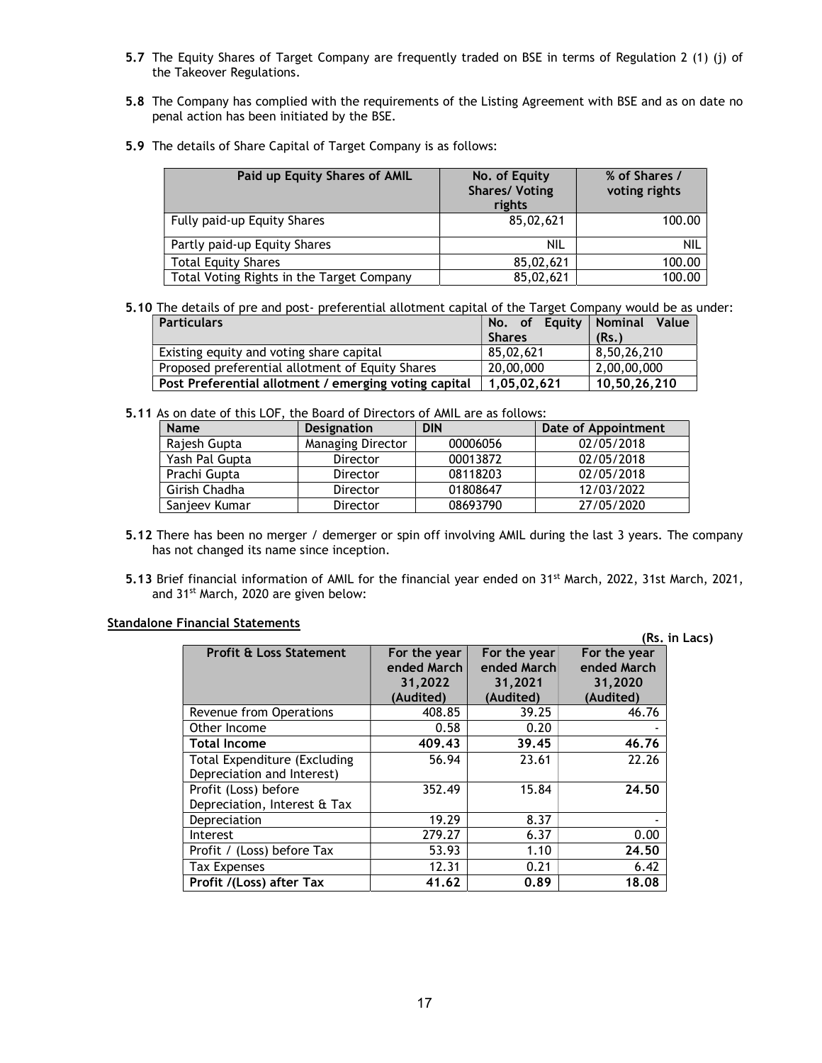**5.7** The Equity Shares of Target Company are frequently traded on BSE in terms of Regulation 2 (1) (j) of the Takeover Regulations.

**5.8** The Company has complied with the requirements of the Listing Agreement with BSE and as on date no penal action has been initiated by the BSE.

**5.9** The details of Share Capital of Target Company is as follows:

| Paid up Equity Shares of AMIL | No. of Equity Shares/ Voting rights | % of Shares / voting rights |
|---|---|---|
| Fully paid-up Equity Shares | 85,02,621 | 100.00 |
| Partly paid-up Equity Shares | NIL | NIL |
| Total Equity Shares | 85,02,621 | 100.00 |
| Total Voting Rights in the Target Company | 85,02,621 | 100.00 |

**5.10** The details of pre and post- preferential allotment capital of the Target Company would be as under:

| Particulars | No. of Equity Shares | Nominal Value (Rs.) |
|---|---|---|
| Existing equity and voting share capital | 85,02,621 | 8,50,26,210 |
| Proposed preferential allotment of Equity Shares | 20,00,000 | 2,00,00,000 |
| **Post Preferential allotment / emerging voting capital** | **1,05,02,621** | **10,50,26,210** |

**5.11** As on date of this LOF, the Board of Directors of AMIL are as follows:

| Name | Designation | DIN | Date of Appointment |
|---|---|---|---|
| Rajesh Gupta | Managing Director | 00006056 | 02/05/2018 |
| Yash Pal Gupta | Director | 00013872 | 02/05/2018 |
| Prachi Gupta | Director | 08118203 | 02/05/2018 |
| Girish Chadha | Director | 01808647 | 12/03/2022 |
| Sanjeev Kumar | Director | 08693790 | 27/05/2020 |

**5.12** There has been no merger / demerger or spin off involving AMIL during the last 3 years. The company has not changed its name since inception.

**5.13** Brief financial information of AMIL for the financial year ended on 31st March, 2022, 31st March, 2021, and 31st March, 2020 are given below:

**Standalone Financial Statements**

**(Rs. in Lacs)**

| Profit & Loss Statement | For the year ended March 31,2022 (Audited) | For the year ended March 31,2021 (Audited) | For the year ended March 31,2020 (Audited) |
|---|---|---|---|
| Revenue from Operations | 408.85 | 39.25 | 46.76 |
| Other Income | 0.58 | 0.20 | - |
| **Total Income** | **409.43** | **39.45** | **46.76** |
| Total Expenditure (Excluding Depreciation and Interest) | 56.94 | 23.61 | 22.26 |
| Profit (Loss) before Depreciation, Interest & Tax | 352.49 | 15.84 | **24.50** |
| Depreciation | 19.29 | 8.37 | - |
| Interest | 279.27 | 6.37 | 0.00 |
| Profit / (Loss) before Tax | 53.93 | 1.10 | **24.50** |
| Tax Expenses | 12.31 | 0.21 | 6.42 |
| **Profit /(Loss) after Tax** | **41.62** | **0.89** | **18.08** |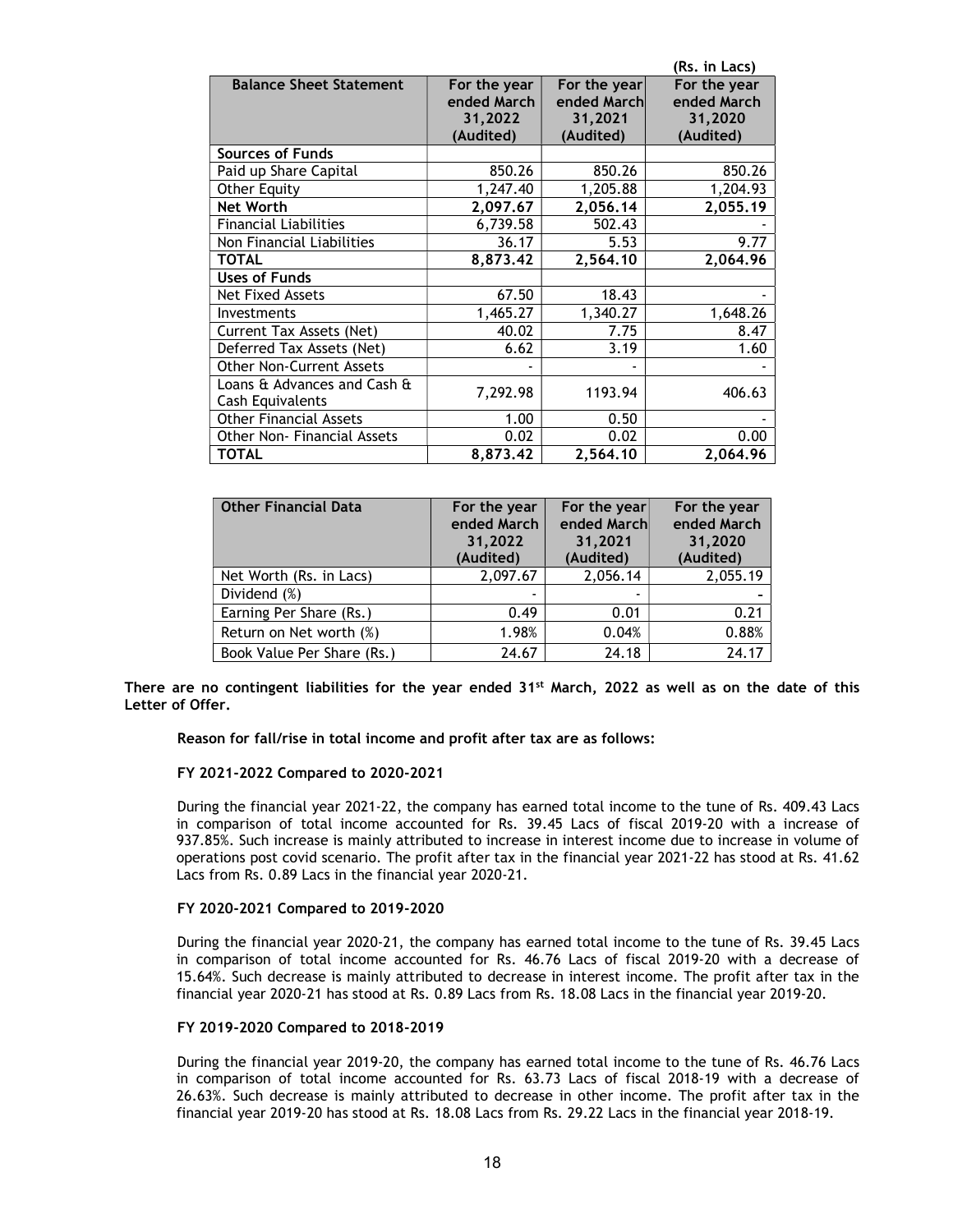(Rs. in Lacs)

| Balance Sheet Statement | For the year ended March 31,2022 (Audited) | For the year ended March 31,2021 (Audited) | For the year ended March 31,2020 (Audited) |
|---|---|---|---|
| **Sources of Funds** | | | |
| Paid up Share Capital | 850.26 | 850.26 | 850.26 |
| Other Equity | 1,247.40 | 1,205.88 | 1,204.93 |
| **Net Worth** | **2,097.67** | **2,056.14** | **2,055.19** |
| Financial Liabilities | 6,739.58 | 502.43 | - |
| Non Financial Liabilities | 36.17 | 5.53 | 9.77 |
| **TOTAL** | **8,873.42** | **2,564.10** | **2,064.96** |
| **Uses of Funds** | | | |
| Net Fixed Assets | 67.50 | 18.43 | - |
| Investments | 1,465.27 | 1,340.27 | 1,648.26 |
| Current Tax Assets (Net) | 40.02 | 7.75 | 8.47 |
| Deferred Tax Assets (Net) | 6.62 | 3.19 | 1.60 |
| Other Non-Current Assets | - | - | - |
| Loans & Advances and Cash & Cash Equivalents | 7,292.98 | 1193.94 | 406.63 |
| Other Financial Assets | 1.00 | 0.50 | - |
| Other Non- Financial Assets | 0.02 | 0.02 | 0.00 |
| **TOTAL** | **8,873.42** | **2,564.10** | **2,064.96** |

| Other Financial Data | For the year ended March 31,2022 (Audited) | For the year ended March 31,2021 (Audited) | For the year ended March 31,2020 (Audited) |
|---|---|---|---|
| Net Worth (Rs. in Lacs) | 2,097.67 | 2,056.14 | 2,055.19 |
| Dividend (%) | - | - | - |
| Earning Per Share (Rs.) | 0.49 | 0.01 | 0.21 |
| Return on Net worth (%) | 1.98% | 0.04% | 0.88% |
| Book Value Per Share (Rs.) | 24.67 | 24.18 | 24.17 |

**There are no contingent liabilities for the year ended 31st March, 2022 as well as on the date of this Letter of Offer.**

**Reason for fall/rise in total income and profit after tax are as follows:**

**FY 2021-2022 Compared to 2020-2021**

During the financial year 2021-22, the company has earned total income to the tune of Rs. 409.43 Lacs in comparison of total income accounted for Rs. 39.45 Lacs of fiscal 2019-20 with a increase of 937.85%. Such increase is mainly attributed to increase in interest income due to increase in volume of operations post covid scenario. The profit after tax in the financial year 2021-22 has stood at Rs. 41.62 Lacs from Rs. 0.89 Lacs in the financial year 2020-21.

**FY 2020-2021 Compared to 2019-2020**

During the financial year 2020-21, the company has earned total income to the tune of Rs. 39.45 Lacs in comparison of total income accounted for Rs. 46.76 Lacs of fiscal 2019-20 with a decrease of 15.64%. Such decrease is mainly attributed to decrease in interest income. The profit after tax in the financial year 2020-21 has stood at Rs. 0.89 Lacs from Rs. 18.08 Lacs in the financial year 2019-20.

**FY 2019-2020 Compared to 2018-2019**

During the financial year 2019-20, the company has earned total income to the tune of Rs. 46.76 Lacs in comparison of total income accounted for Rs. 63.73 Lacs of fiscal 2018-19 with a decrease of 26.63%. Such decrease is mainly attributed to decrease in other income. The profit after tax in the financial year 2019-20 has stood at Rs. 18.08 Lacs from Rs. 29.22 Lacs in the financial year 2018-19.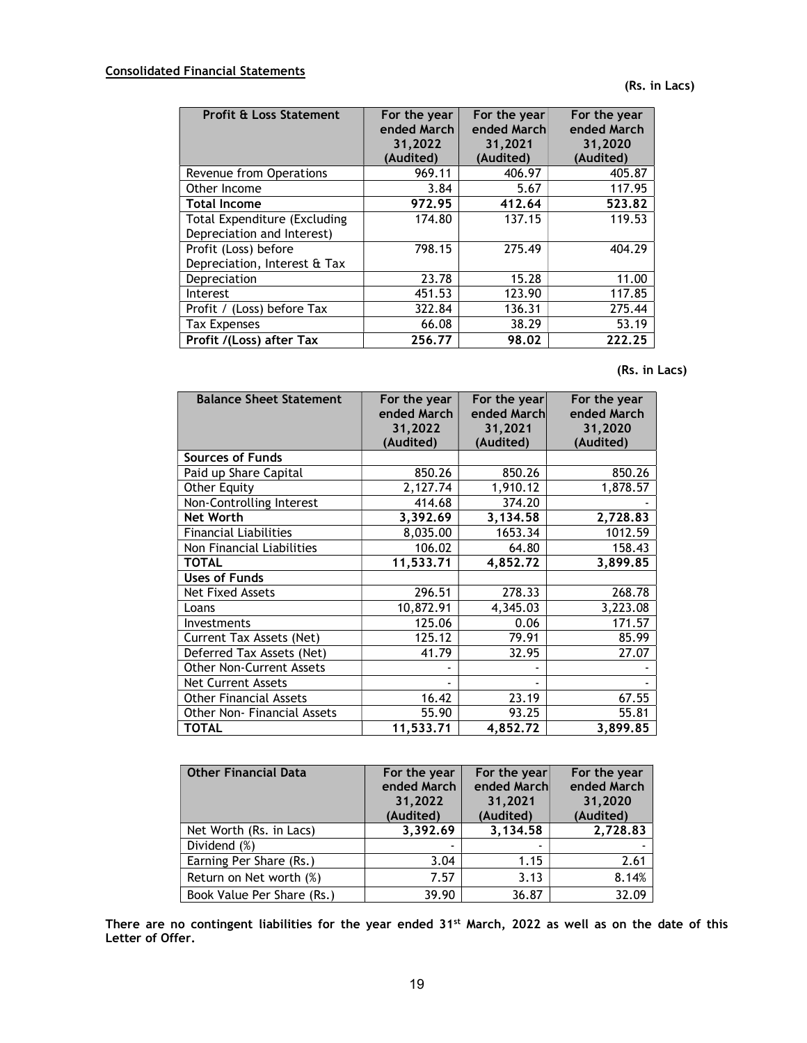**Consolidated Financial Statements**

**(Rs. in Lacs)**

| Profit & Loss Statement | For the year ended March 31,2022 (Audited) | For the year ended March 31,2021 (Audited) | For the year ended March 31,2020 (Audited) |
|---|---|---|---|
| Revenue from Operations | 969.11 | 406.97 | 405.87 |
| Other Income | 3.84 | 5.67 | 117.95 |
| **Total Income** | **972.95** | **412.64** | **523.82** |
| Total Expenditure (Excluding Depreciation and Interest) | 174.80 | 137.15 | 119.53 |
| Profit (Loss) before Depreciation, Interest & Tax | 798.15 | 275.49 | 404.29 |
| Depreciation | 23.78 | 15.28 | 11.00 |
| Interest | 451.53 | 123.90 | 117.85 |
| Profit / (Loss) before Tax | 322.84 | 136.31 | 275.44 |
| Tax Expenses | 66.08 | 38.29 | 53.19 |
| **Profit /(Loss) after Tax** | **256.77** | **98.02** | **222.25** |

**(Rs. in Lacs)**

| Balance Sheet Statement | For the year ended March 31,2022 (Audited) | For the year ended March 31,2021 (Audited) | For the year ended March 31,2020 (Audited) |
|---|---|---|---|
| **Sources of Funds** | | | |
| Paid up Share Capital | 850.26 | 850.26 | 850.26 |
| Other Equity | 2,127.74 | 1,910.12 | 1,878.57 |
| Non-Controlling Interest | 414.68 | 374.20 | - |
| **Net Worth** | **3,392.69** | **3,134.58** | **2,728.83** |
| Financial Liabilities | 8,035.00 | 1653.34 | 1012.59 |
| Non Financial Liabilities | 106.02 | 64.80 | 158.43 |
| **TOTAL** | **11,533.71** | **4,852.72** | **3,899.85** |
| **Uses of Funds** | | | |
| Net Fixed Assets | 296.51 | 278.33 | 268.78 |
| Loans | 10,872.91 | 4,345.03 | 3,223.08 |
| Investments | 125.06 | 0.06 | 171.57 |
| Current Tax Assets (Net) | 125.12 | 79.91 | 85.99 |
| Deferred Tax Assets (Net) | 41.79 | 32.95 | 27.07 |
| Other Non-Current Assets | - | - | - |
| Net Current Assets | - | - | - |
| Other Financial Assets | 16.42 | 23.19 | 67.55 |
| Other Non- Financial Assets | 55.90 | 93.25 | 55.81 |
| **TOTAL** | **11,533.71** | **4,852.72** | **3,899.85** |

| Other Financial Data | For the year ended March 31,2022 (Audited) | For the year ended March 31,2021 (Audited) | For the year ended March 31,2020 (Audited) |
|---|---|---|---|
| Net Worth (Rs. in Lacs) | **3,392.69** | **3,134.58** | **2,728.83** |
| Dividend (%) | - | - | - |
| Earning Per Share (Rs.) | 3.04 | 1.15 | 2.61 |
| Return on Net worth (%) | 7.57 | 3.13 | 8.14% |
| Book Value Per Share (Rs.) | 39.90 | 36.87 | 32.09 |

**There are no contingent liabilities for the year ended 31st March, 2022 as well as on the date of this Letter of Offer.**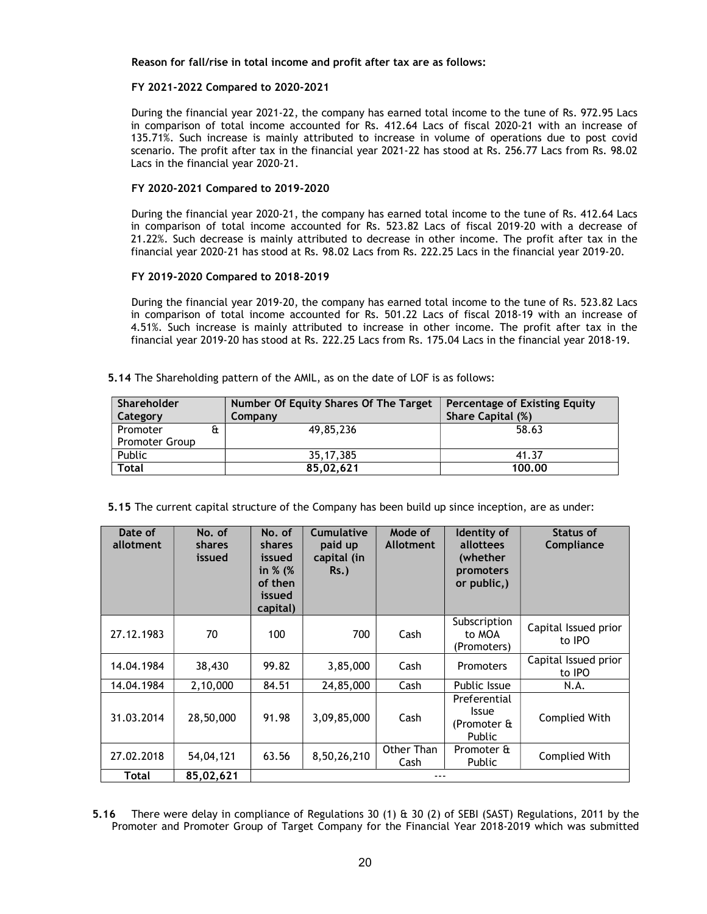**Reason for fall/rise in total income and profit after tax are as follows:**

**FY 2021-2022 Compared to 2020-2021**

During the financial year 2021-22, the company has earned total income to the tune of Rs. 972.95 Lacs in comparison of total income accounted for Rs. 412.64 Lacs of fiscal 2020-21 with an increase of 135.71%. Such increase is mainly attributed to increase in volume of operations due to post covid scenario. The profit after tax in the financial year 2021-22 has stood at Rs. 256.77 Lacs from Rs. 98.02 Lacs in the financial year 2020-21.

**FY 2020-2021 Compared to 2019-2020**

During the financial year 2020-21, the company has earned total income to the tune of Rs. 412.64 Lacs in comparison of total income accounted for Rs. 523.82 Lacs of fiscal 2019-20 with a decrease of 21.22%. Such decrease is mainly attributed to decrease in other income. The profit after tax in the financial year 2020-21 has stood at Rs. 98.02 Lacs from Rs. 222.25 Lacs in the financial year 2019-20.

**FY 2019-2020 Compared to 2018-2019**

During the financial year 2019-20, the company has earned total income to the tune of Rs. 523.82 Lacs in comparison of total income accounted for Rs. 501.22 Lacs of fiscal 2018-19 with an increase of 4.51%. Such increase is mainly attributed to increase in other income. The profit after tax in the financial year 2019-20 has stood at Rs. 222.25 Lacs from Rs. 175.04 Lacs in the financial year 2018-19.

**5.14** The Shareholding pattern of the AMIL, as on the date of LOF is as follows:

| Shareholder Category | Number Of Equity Shares Of The Target Company | Percentage of Existing Equity Share Capital (%) |
|---|---|---|
| Promoter & Promoter Group | 49,85,236 | 58.63 |
| Public | 35,17,385 | 41.37 |
| **Total** | **85,02,621** | **100.00** |

**5.15** The current capital structure of the Company has been build up since inception, are as under:

| Date of allotment | No. of shares issued | No. of shares issued in % (% of then issued capital) | Cumulative paid up capital (in Rs.) | Mode of Allotment | Identity of allottees (whether promoters or public,) | Status of Compliance |
|---|---|---|---|---|---|---|
| 27.12.1983 | 70 | 100 | 700 | Cash | Subscription to MOA (Promoters) | Capital Issued prior to IPO |
| 14.04.1984 | 38,430 | 99.82 | 3,85,000 | Cash | Promoters | Capital Issued prior to IPO |
| 14.04.1984 | 2,10,000 | 84.51 | 24,85,000 | Cash | Public Issue | N.A. |
| 31.03.2014 | 28,50,000 | 91.98 | 3,09,85,000 | Cash | Preferential Issue (Promoter & Public | Complied With |
| 27.02.2018 | 54,04,121 | 63.56 | 8,50,26,210 | Other Than Cash | Promoter & Public | Complied With |
| **Total** | **85,02,621** | --- | | | | |

**5.16** There were delay in compliance of Regulations 30 (1) & 30 (2) of SEBI (SAST) Regulations, 2011 by the Promoter and Promoter Group of Target Company for the Financial Year 2018-2019 which was submitted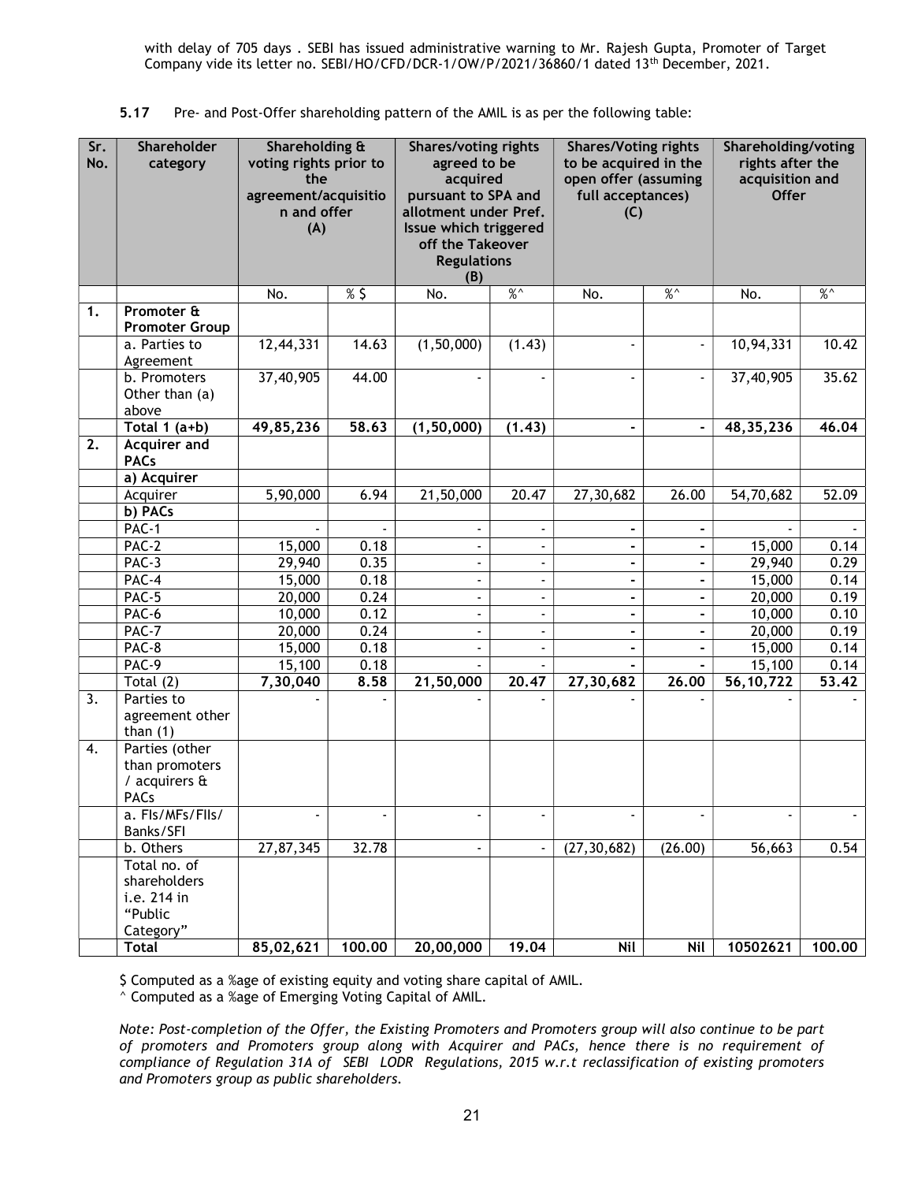with delay of 705 days . SEBI has issued administrative warning to Mr. Rajesh Gupta, Promoter of Target Company vide its letter no. SEBI/HO/CFD/DCR-1/OW/P/2021/36860/1 dated 13th December, 2021.

**5.17** Pre- and Post-Offer shareholding pattern of the AMIL is as per the following table:

| Sr. No. | Shareholder category | Shareholding & voting rights prior to the agreement/acquisition and offer (A) | | Shares/voting rights agreed to be acquired pursuant to SPA and allotment under Pref. Issue which triggered off the Takeover Regulations (B) | | Shares/Voting rights to be acquired in the open offer (assuming full acceptances) (C) | | Shareholding/voting rights after the acquisition and Offer | |
|---|---|---|---|---|---|---|---|---|---|
| | | No. | % $ | No. | %^ | No. | %^ | No. | %^ |
| **1.** | **Promoter & Promoter Group** | | | | | | | | |
| | a. Parties to Agreement | 12,44,331 | 14.63 | (1,50,000) | (1.43) | - | - | 10,94,331 | 10.42 |
| | b. Promoters Other than (a) above | 37,40,905 | 44.00 | - | - | - | - | 37,40,905 | 35.62 |
| | **Total 1 (a+b)** | **49,85,236** | **58.63** | **(1,50,000)** | **(1.43)** | **-** | **-** | **48,35,236** | **46.04** |
| **2.** | **Acquirer and PACs** | | | | | | | | |
| | **a) Acquirer** | | | | | | | | |
| | Acquirer | 5,90,000 | 6.94 | 21,50,000 | 20.47 | 27,30,682 | 26.00 | 54,70,682 | 52.09 |
| | **b) PACs** | | | | | | | | |
| | PAC-1 | - | - | - | - | - | - | - | - |
| | PAC-2 | 15,000 | 0.18 | - | - | - | - | 15,000 | 0.14 |
| | PAC-3 | 29,940 | 0.35 | - | - | - | - | 29,940 | 0.29 |
| | PAC-4 | 15,000 | 0.18 | - | - | - | - | 15,000 | 0.14 |
| | PAC-5 | 20,000 | 0.24 | - | - | - | - | 20,000 | 0.19 |
| | PAC-6 | 10,000 | 0.12 | - | - | - | - | 10,000 | 0.10 |
| | PAC-7 | 20,000 | 0.24 | - | - | - | - | 20,000 | 0.19 |
| | PAC-8 | 15,000 | 0.18 | - | - | - | - | 15,000 | 0.14 |
| | PAC-9 | 15,100 | 0.18 | - | - | - | - | 15,100 | 0.14 |
| | Total (2) | **7,30,040** | **8.58** | **21,50,000** | **20.47** | **27,30,682** | **26.00** | **56,10,722** | **53.42** |
| 3. | Parties to agreement other than (1) | - | - | - | - | - | - | - | - |
| 4. | Parties (other than promoters / acquirers & PACs | | | | | | | | |
| | a. FIs/MFs/FIIs/ Banks/SFI | - | - | - | - | - | - | - | - |
| | b. Others | 27,87,345 | 32.78 | - | - | (27,30,682) | (26.00) | 56,663 | 0.54 |
| | Total no. of shareholders i.e. 214 in "Public Category" | | | | | | | | |
| | **Total** | **85,02,621** | **100.00** | **20,00,000** | **19.04** | **Nil** | **Nil** | **10502621** | **100.00** |

$ Computed as a %age of existing equity and voting share capital of AMIL.

^ Computed as a %age of Emerging Voting Capital of AMIL.

*Note: Post-completion of the Offer, the Existing Promoters and Promoters group will also continue to be part of promoters and Promoters group along with Acquirer and PACs, hence there is no requirement of compliance of Regulation 31A of SEBI LODR Regulations, 2015 w.r.t reclassification of existing promoters and Promoters group as public shareholders.*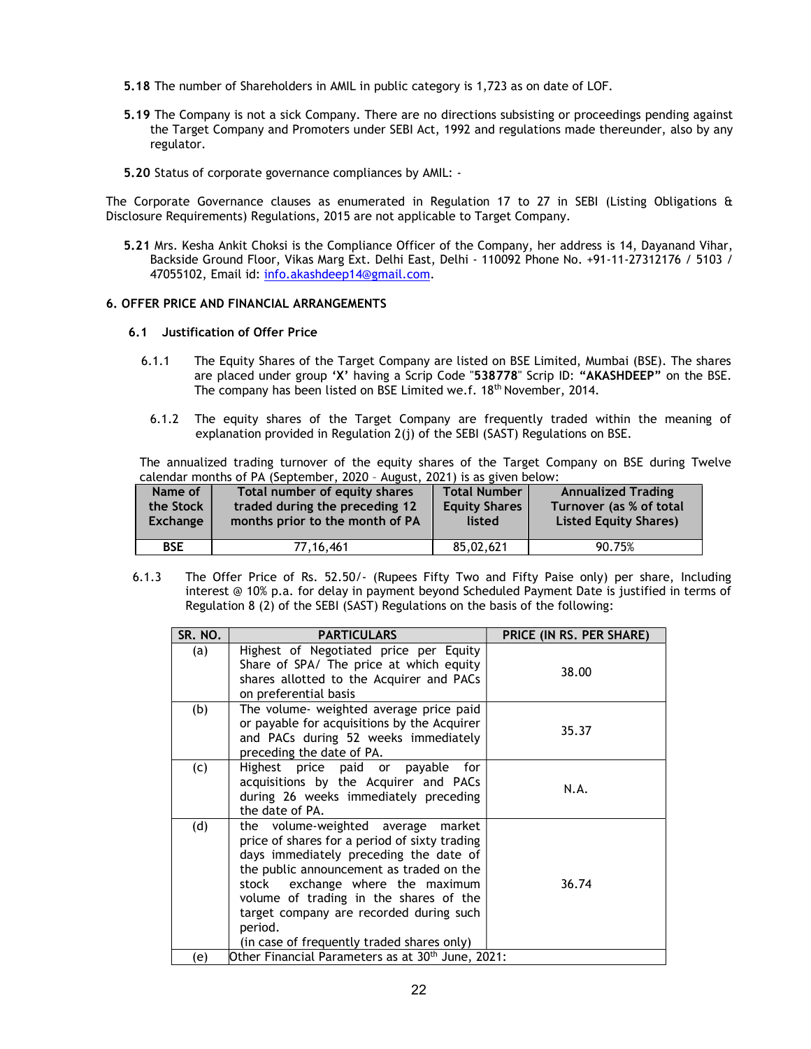**5.18** The number of Shareholders in AMIL in public category is 1,723 as on date of LOF.

**5.19** The Company is not a sick Company. There are no directions subsisting or proceedings pending against the Target Company and Promoters under SEBI Act, 1992 and regulations made thereunder, also by any regulator.

**5.20** Status of corporate governance compliances by AMIL: -

The Corporate Governance clauses as enumerated in Regulation 17 to 27 in SEBI (Listing Obligations & Disclosure Requirements) Regulations, 2015 are not applicable to Target Company.

**5.21** Mrs. Kesha Ankit Choksi is the Compliance Officer of the Company, her address is 14, Dayanand Vihar, Backside Ground Floor, Vikas Marg Ext. Delhi East, Delhi - 110092 Phone No. +91-11-27312176 / 5103 / 47055102, Email id: info.akashdeep14@gmail.com.

## 6. OFFER PRICE AND FINANCIAL ARRANGEMENTS

### 6.1 Justification of Offer Price

6.1.1 The Equity Shares of the Target Company are listed on BSE Limited, Mumbai (BSE). The shares are placed under group **'X'** having a Scrip Code "**538778**" Scrip ID: **"AKASHDEEP"** on the BSE. The company has been listed on BSE Limited we.f. 18th November, 2014.

6.1.2 The equity shares of the Target Company are frequently traded within the meaning of explanation provided in Regulation 2(j) of the SEBI (SAST) Regulations on BSE.

The annualized trading turnover of the equity shares of the Target Company on BSE during Twelve calendar months of PA (September, 2020 – August, 2021) is as given below:

| Name of the Stock Exchange | Total number of equity shares traded during the preceding 12 months prior to the month of PA | Total Number Equity Shares listed | Annualized Trading Turnover (as % of total Listed Equity Shares) |
|---|---|---|---|
| **BSE** | 77,16,461 | 85,02,621 | 90.75% |

6.1.3 The Offer Price of Rs. 52.50/- (Rupees Fifty Two and Fifty Paise only) per share, Including interest @ 10% p.a. for delay in payment beyond Scheduled Payment Date is justified in terms of Regulation 8 (2) of the SEBI (SAST) Regulations on the basis of the following:

| SR. NO. | PARTICULARS | PRICE (IN RS. PER SHARE) |
|---|---|---|
| (a) | Highest of Negotiated price per Equity Share of SPA/ The price at which equity shares allotted to the Acquirer and PACs on preferential basis | 38.00 |
| (b) | The volume- weighted average price paid or payable for acquisitions by the Acquirer and PACs during 52 weeks immediately preceding the date of PA. | 35.37 |
| (c) | Highest price paid or payable for acquisitions by the Acquirer and PACs during 26 weeks immediately preceding the date of PA. | N.A. |
| (d) | the volume-weighted average market price of shares for a period of sixty trading days immediately preceding the date of the public announcement as traded on the stock exchange where the maximum volume of trading in the shares of the target company are recorded during such period. (in case of frequently traded shares only) | 36.74 |
| (e) | Other Financial Parameters as at 30th June, 2021: | |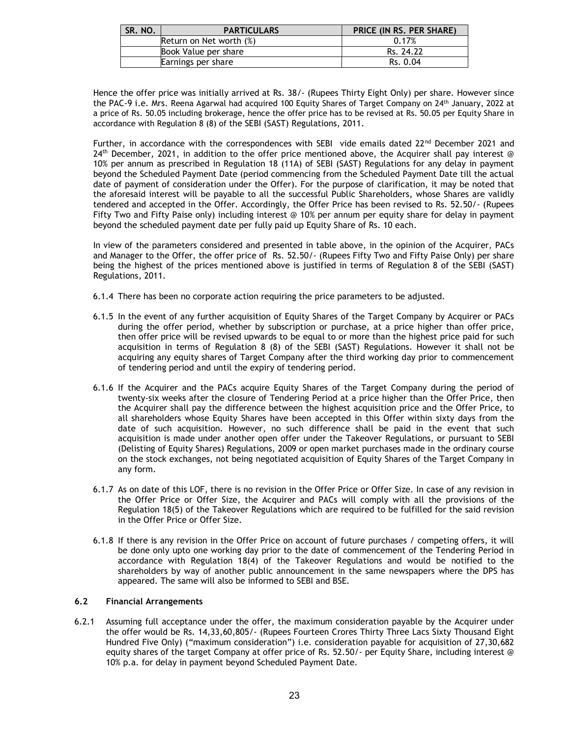| SR. NO. | PARTICULARS | PRICE (IN RS. PER SHARE) |
|---|---|---|
| | Return on Net worth (%) | 0.17% |
| | Book Value per share | Rs. 24.22 |
| | Earnings per share | Rs. 0.04 |

Hence the offer price was initially arrived at Rs. 38/- (Rupees Thirty Eight Only) per share. However since the PAC-9 i.e. Mrs. Reena Agarwal had acquired 100 Equity Shares of Target Company on 24th January, 2022 at a price of Rs. 50.05 including brokerage, hence the offer price has to be revised at Rs. 50.05 per Equity Share in accordance with Regulation 8 (8) of the SEBI (SAST) Regulations, 2011.

Further, in accordance with the correspondences with SEBI vide emails dated 22nd December 2021 and 24th December, 2021, in addition to the offer price mentioned above, the Acquirer shall pay interest @ 10% per annum as prescribed in Regulation 18 (11A) of SEBI (SAST) Regulations for any delay in payment beyond the Scheduled Payment Date (period commencing from the Scheduled Payment Date till the actual date of payment of consideration under the Offer). For the purpose of clarification, it may be noted that the aforesaid interest will be payable to all the successful Public Shareholders, whose Shares are validly tendered and accepted in the Offer. Accordingly, the Offer Price has been revised to Rs. 52.50/- (Rupees Fifty Two and Fifty Paise only) including interest @ 10% per annum per equity share for delay in payment beyond the scheduled payment date per fully paid up Equity Share of Rs. 10 each.

In view of the parameters considered and presented in table above, in the opinion of the Acquirer, PACs and Manager to the Offer, the offer price of Rs. 52.50/- (Rupees Fifty Two and Fifty Paise Only) per share being the highest of the prices mentioned above is justified in terms of Regulation 8 of the SEBI (SAST) Regulations, 2011.

6.1.4 There has been no corporate action requiring the price parameters to be adjusted.

6.1.5 In the event of any further acquisition of Equity Shares of the Target Company by Acquirer or PACs during the offer period, whether by subscription or purchase, at a price higher than offer price, then offer price will be revised upwards to be equal to or more than the highest price paid for such acquisition in terms of Regulation 8 (8) of the SEBI (SAST) Regulations. However it shall not be acquiring any equity shares of Target Company after the third working day prior to commencement of tendering period and until the expiry of tendering period.

6.1.6 If the Acquirer and the PACs acquire Equity Shares of the Target Company during the period of twenty-six weeks after the closure of Tendering Period at a price higher than the Offer Price, then the Acquirer shall pay the difference between the highest acquisition price and the Offer Price, to all shareholders whose Equity Shares have been accepted in this Offer within sixty days from the date of such acquisition. However, no such difference shall be paid in the event that such acquisition is made under another open offer under the Takeover Regulations, or pursuant to SEBI (Delisting of Equity Shares) Regulations, 2009 or open market purchases made in the ordinary course on the stock exchanges, not being negotiated acquisition of Equity Shares of the Target Company in any form.

6.1.7 As on date of this LOF, there is no revision in the Offer Price or Offer Size. In case of any revision in the Offer Price or Offer Size, the Acquirer and PACs will comply with all the provisions of the Regulation 18(5) of the Takeover Regulations which are required to be fulfilled for the said revision in the Offer Price or Offer Size.

6.1.8 If there is any revision in the Offer Price on account of future purchases / competing offers, it will be done only upto one working day prior to the date of commencement of the Tendering Period in accordance with Regulation 18(4) of the Takeover Regulations and would be notified to the shareholders by way of another public announcement in the same newspapers where the DPS has appeared. The same will also be informed to SEBI and BSE.

### 6.2 Financial Arrangements

6.2.1 Assuming full acceptance under the offer, the maximum consideration payable by the Acquirer under the offer would be Rs. 14,33,60,805/- (Rupees Fourteen Crores Thirty Three Lacs Sixty Thousand Eight Hundred Five Only) ("maximum consideration") i.e. consideration payable for acquisition of 27,30,682 equity shares of the target Company at offer price of Rs. 52.50/- per Equity Share, including interest @ 10% p.a. for delay in payment beyond Scheduled Payment Date.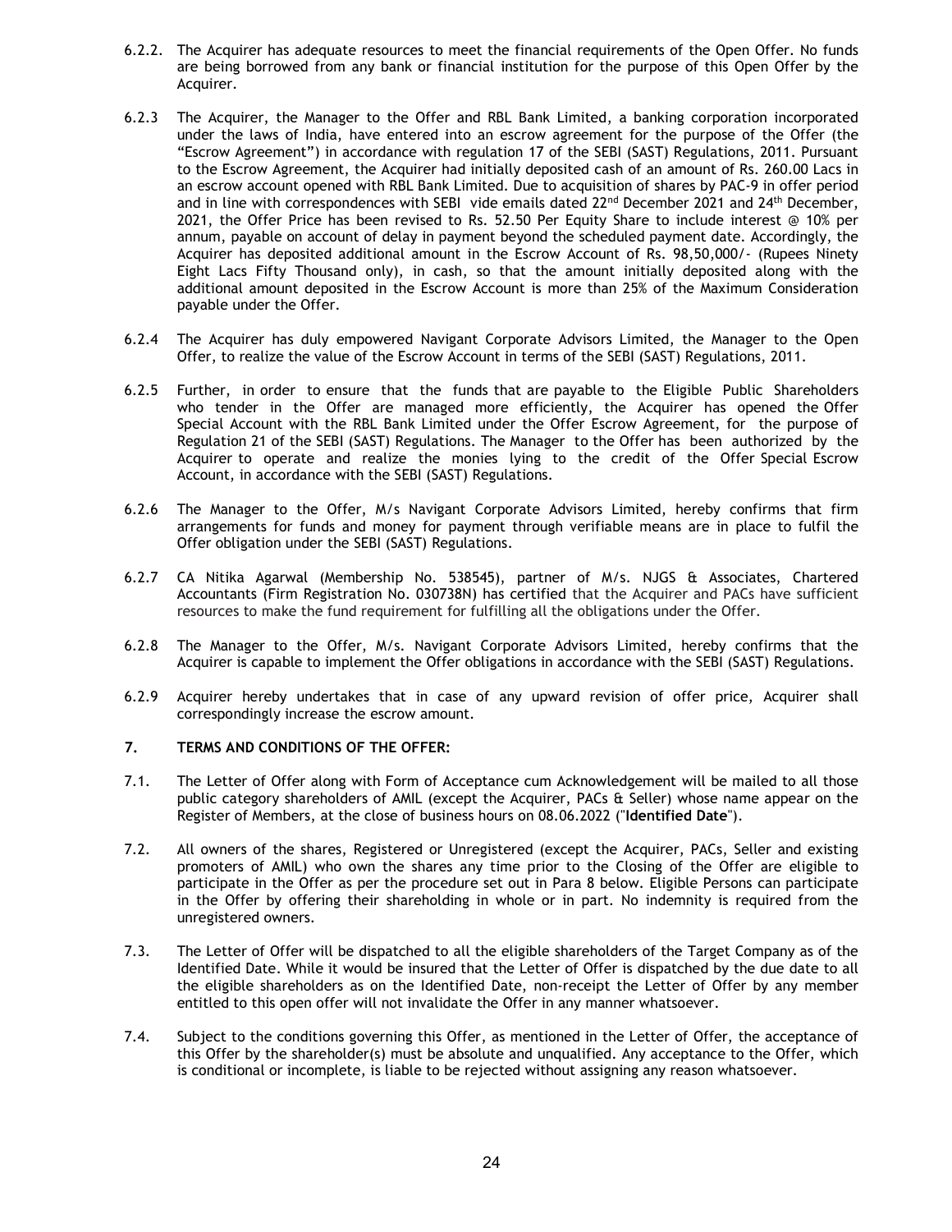6.2.2. The Acquirer has adequate resources to meet the financial requirements of the Open Offer. No funds are being borrowed from any bank or financial institution for the purpose of this Open Offer by the Acquirer.

6.2.3 The Acquirer, the Manager to the Offer and RBL Bank Limited, a banking corporation incorporated under the laws of India, have entered into an escrow agreement for the purpose of the Offer (the "Escrow Agreement") in accordance with regulation 17 of the SEBI (SAST) Regulations, 2011. Pursuant to the Escrow Agreement, the Acquirer had initially deposited cash of an amount of Rs. 260.00 Lacs in an escrow account opened with RBL Bank Limited. Due to acquisition of shares by PAC-9 in offer period and in line with correspondences with SEBI vide emails dated 22nd December 2021 and 24th December, 2021, the Offer Price has been revised to Rs. 52.50 Per Equity Share to include interest @ 10% per annum, payable on account of delay in payment beyond the scheduled payment date. Accordingly, the Acquirer has deposited additional amount in the Escrow Account of Rs. 98,50,000/- (Rupees Ninety Eight Lacs Fifty Thousand only), in cash, so that the amount initially deposited along with the additional amount deposited in the Escrow Account is more than 25% of the Maximum Consideration payable under the Offer.

6.2.4 The Acquirer has duly empowered Navigant Corporate Advisors Limited, the Manager to the Open Offer, to realize the value of the Escrow Account in terms of the SEBI (SAST) Regulations, 2011.

6.2.5 Further, in order to ensure that the funds that are payable to the Eligible Public Shareholders who tender in the Offer are managed more efficiently, the Acquirer has opened the Offer Special Account with the RBL Bank Limited under the Offer Escrow Agreement, for the purpose of Regulation 21 of the SEBI (SAST) Regulations. The Manager to the Offer has been authorized by the Acquirer to operate and realize the monies lying to the credit of the Offer Special Escrow Account, in accordance with the SEBI (SAST) Regulations.

6.2.6 The Manager to the Offer, M/s Navigant Corporate Advisors Limited, hereby confirms that firm arrangements for funds and money for payment through verifiable means are in place to fulfil the Offer obligation under the SEBI (SAST) Regulations.

6.2.7 CA Nitika Agarwal (Membership No. 538545), partner of M/s. NJGS & Associates, Chartered Accountants (Firm Registration No. 030738N) has certified that the Acquirer and PACs have sufficient resources to make the fund requirement for fulfilling all the obligations under the Offer.

6.2.8 The Manager to the Offer, M/s. Navigant Corporate Advisors Limited, hereby confirms that the Acquirer is capable to implement the Offer obligations in accordance with the SEBI (SAST) Regulations.

6.2.9 Acquirer hereby undertakes that in case of any upward revision of offer price, Acquirer shall correspondingly increase the escrow amount.

## 7. TERMS AND CONDITIONS OF THE OFFER:

7.1. The Letter of Offer along with Form of Acceptance cum Acknowledgement will be mailed to all those public category shareholders of AMIL (except the Acquirer, PACs & Seller) whose name appear on the Register of Members, at the close of business hours on 08.06.2022 ("**Identified Date**").

7.2. All owners of the shares, Registered or Unregistered (except the Acquirer, PACs, Seller and existing promoters of AMIL) who own the shares any time prior to the Closing of the Offer are eligible to participate in the Offer as per the procedure set out in Para 8 below. Eligible Persons can participate in the Offer by offering their shareholding in whole or in part. No indemnity is required from the unregistered owners.

7.3. The Letter of Offer will be dispatched to all the eligible shareholders of the Target Company as of the Identified Date. While it would be insured that the Letter of Offer is dispatched by the due date to all the eligible shareholders as on the Identified Date, non-receipt the Letter of Offer by any member entitled to this open offer will not invalidate the Offer in any manner whatsoever.

7.4. Subject to the conditions governing this Offer, as mentioned in the Letter of Offer, the acceptance of this Offer by the shareholder(s) must be absolute and unqualified. Any acceptance to the Offer, which is conditional or incomplete, is liable to be rejected without assigning any reason whatsoever.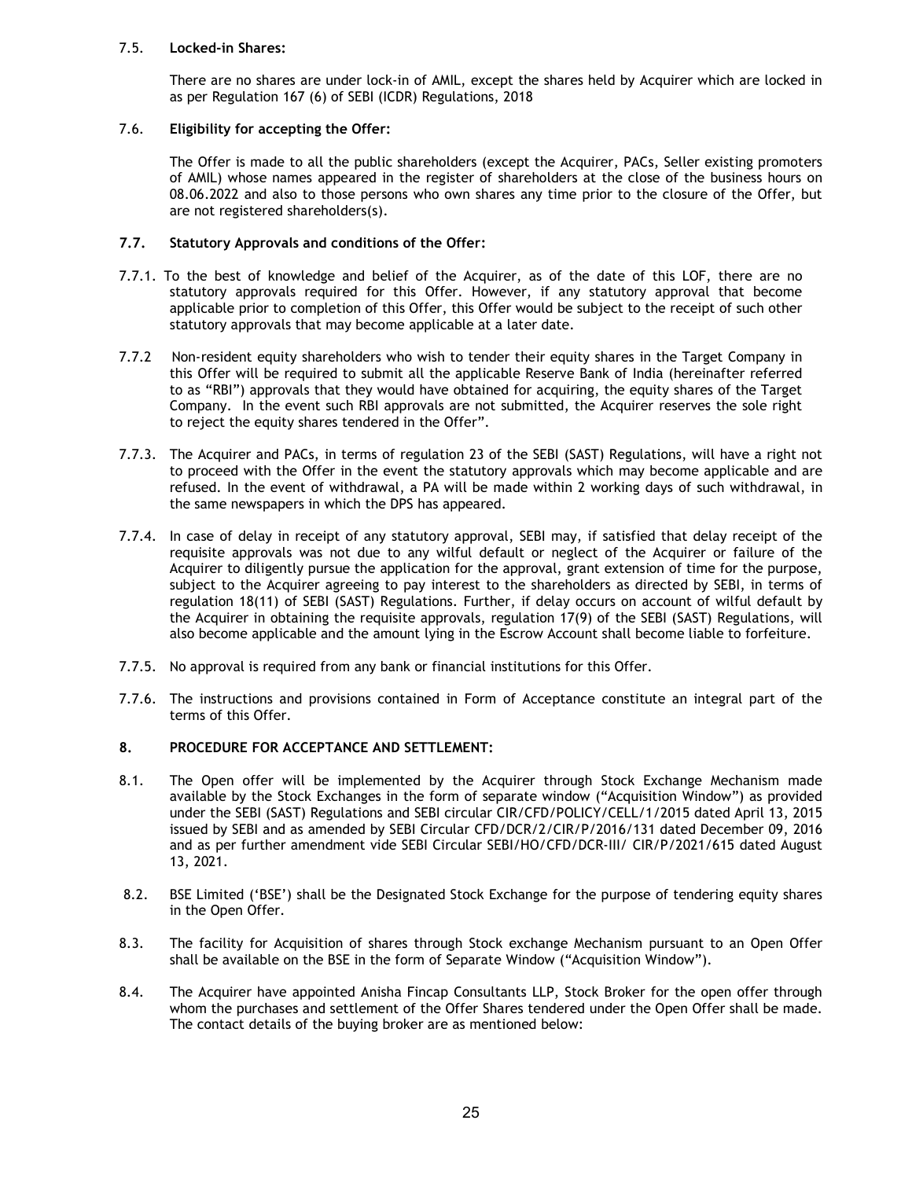### 7.5. Locked-in Shares:

There are no shares are under lock-in of AMIL, except the shares held by Acquirer which are locked in as per Regulation 167 (6) of SEBI (ICDR) Regulations, 2018

### 7.6. Eligibility for accepting the Offer:

The Offer is made to all the public shareholders (except the Acquirer, PACs, Seller existing promoters of AMIL) whose names appeared in the register of shareholders at the close of the business hours on 08.06.2022 and also to those persons who own shares any time prior to the closure of the Offer, but are not registered shareholders(s).

### 7.7. Statutory Approvals and conditions of the Offer:

7.7.1. To the best of knowledge and belief of the Acquirer, as of the date of this LOF, there are no statutory approvals required for this Offer. However, if any statutory approval that become applicable prior to completion of this Offer, this Offer would be subject to the receipt of such other statutory approvals that may become applicable at a later date.

7.7.2 Non-resident equity shareholders who wish to tender their equity shares in the Target Company in this Offer will be required to submit all the applicable Reserve Bank of India (hereinafter referred to as "RBI") approvals that they would have obtained for acquiring, the equity shares of the Target Company. In the event such RBI approvals are not submitted, the Acquirer reserves the sole right to reject the equity shares tendered in the Offer".

7.7.3. The Acquirer and PACs, in terms of regulation 23 of the SEBI (SAST) Regulations, will have a right not to proceed with the Offer in the event the statutory approvals which may become applicable and are refused. In the event of withdrawal, a PA will be made within 2 working days of such withdrawal, in the same newspapers in which the DPS has appeared.

7.7.4. In case of delay in receipt of any statutory approval, SEBI may, if satisfied that delay receipt of the requisite approvals was not due to any wilful default or neglect of the Acquirer or failure of the Acquirer to diligently pursue the application for the approval, grant extension of time for the purpose, subject to the Acquirer agreeing to pay interest to the shareholders as directed by SEBI, in terms of regulation 18(11) of SEBI (SAST) Regulations. Further, if delay occurs on account of wilful default by the Acquirer in obtaining the requisite approvals, regulation 17(9) of the SEBI (SAST) Regulations, will also become applicable and the amount lying in the Escrow Account shall become liable to forfeiture.

7.7.5. No approval is required from any bank or financial institutions for this Offer.

7.7.6. The instructions and provisions contained in Form of Acceptance constitute an integral part of the terms of this Offer.

## 8. PROCEDURE FOR ACCEPTANCE AND SETTLEMENT:

8.1. The Open offer will be implemented by the Acquirer through Stock Exchange Mechanism made available by the Stock Exchanges in the form of separate window ("Acquisition Window") as provided under the SEBI (SAST) Regulations and SEBI circular CIR/CFD/POLICY/CELL/1/2015 dated April 13, 2015 issued by SEBI and as amended by SEBI Circular CFD/DCR/2/CIR/P/2016/131 dated December 09, 2016 and as per further amendment vide SEBI Circular SEBI/HO/CFD/DCR-III/ CIR/P/2021/615 dated August 13, 2021.

8.2. BSE Limited ('BSE') shall be the Designated Stock Exchange for the purpose of tendering equity shares in the Open Offer.

8.3. The facility for Acquisition of shares through Stock exchange Mechanism pursuant to an Open Offer shall be available on the BSE in the form of Separate Window ("Acquisition Window").

8.4. The Acquirer have appointed Anisha Fincap Consultants LLP, Stock Broker for the open offer through whom the purchases and settlement of the Offer Shares tendered under the Open Offer shall be made. The contact details of the buying broker are as mentioned below: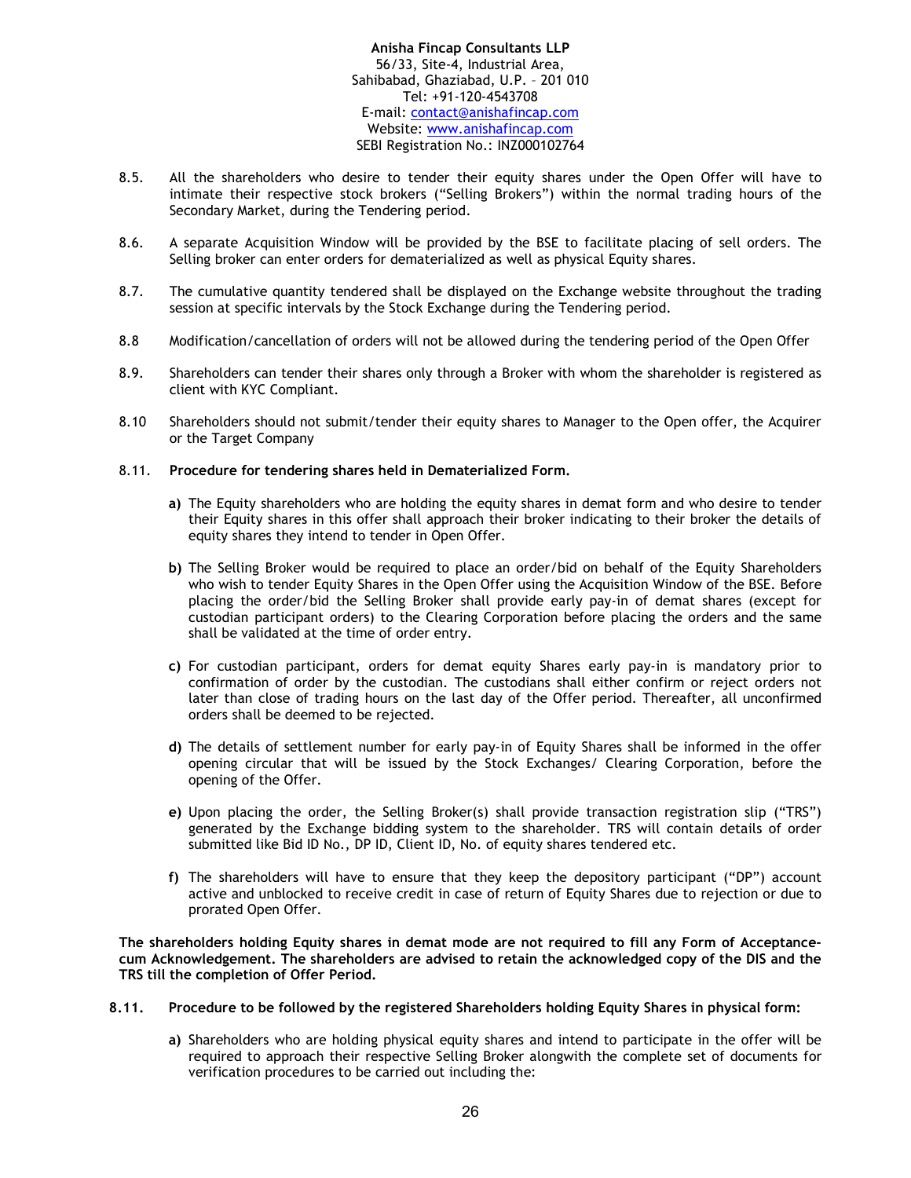8.5. All the shareholders who desire to tender their equity shares under the Open Offer will have to intimate their respective stock brokers ("Selling Brokers") within the normal trading hours of the Secondary Market, during the Tendering period.

8.6. A separate Acquisition Window will be provided by the BSE to facilitate placing of sell orders. The Selling broker can enter orders for dematerialized as well as physical Equity shares.

8.7. The cumulative quantity tendered shall be displayed on the Exchange website throughout the trading session at specific intervals by the Stock Exchange during the Tendering period.

8.8 Modification/cancellation of orders will not be allowed during the tendering period of the Open Offer

8.9. Shareholders can tender their shares only through a Broker with whom the shareholder is registered as client with KYC Compliant.

8.10 Shareholders should not submit/tender their equity shares to Manager to the Open offer, the Acquirer or the Target Company

8.11. **Procedure for tendering shares held in Dematerialized Form.**

**a)** The Equity shareholders who are holding the equity shares in demat form and who desire to tender their Equity shares in this offer shall approach their broker indicating to their broker the details of equity shares they intend to tender in Open Offer.

**b)** The Selling Broker would be required to place an order/bid on behalf of the Equity Shareholders who wish to tender Equity Shares in the Open Offer using the Acquisition Window of the BSE. Before placing the order/bid the Selling Broker shall provide early pay-in of demat shares (except for custodian participant orders) to the Clearing Corporation before placing the orders and the same shall be validated at the time of order entry.

**c)** For custodian participant, orders for demat equity Shares early pay-in is mandatory prior to confirmation of order by the custodian. The custodians shall either confirm or reject orders not later than close of trading hours on the last day of the Offer period. Thereafter, all unconfirmed orders shall be deemed to be rejected.

**d)** The details of settlement number for early pay-in of Equity Shares shall be informed in the offer opening circular that will be issued by the Stock Exchanges/ Clearing Corporation, before the opening of the Offer.

**e)** Upon placing the order, the Selling Broker(s) shall provide transaction registration slip ("TRS") generated by the Exchange bidding system to the shareholder. TRS will contain details of order submitted like Bid ID No., DP ID, Client ID, No. of equity shares tendered etc.

**f)** The shareholders will have to ensure that they keep the depository participant ("DP") account active and unblocked to receive credit in case of return of Equity Shares due to rejection or due to prorated Open Offer.

**The shareholders holding Equity shares in demat mode are not required to fill any Form of Acceptance-cum Acknowledgement. The shareholders are advised to retain the acknowledged copy of the DIS and the TRS till the completion of Offer Period.**

**8.11. Procedure to be followed by the registered Shareholders holding Equity Shares in physical form:**

**a)** Shareholders who are holding physical equity shares and intend to participate in the offer will be required to approach their respective Selling Broker alongwith the complete set of documents for verification procedures to be carried out including the: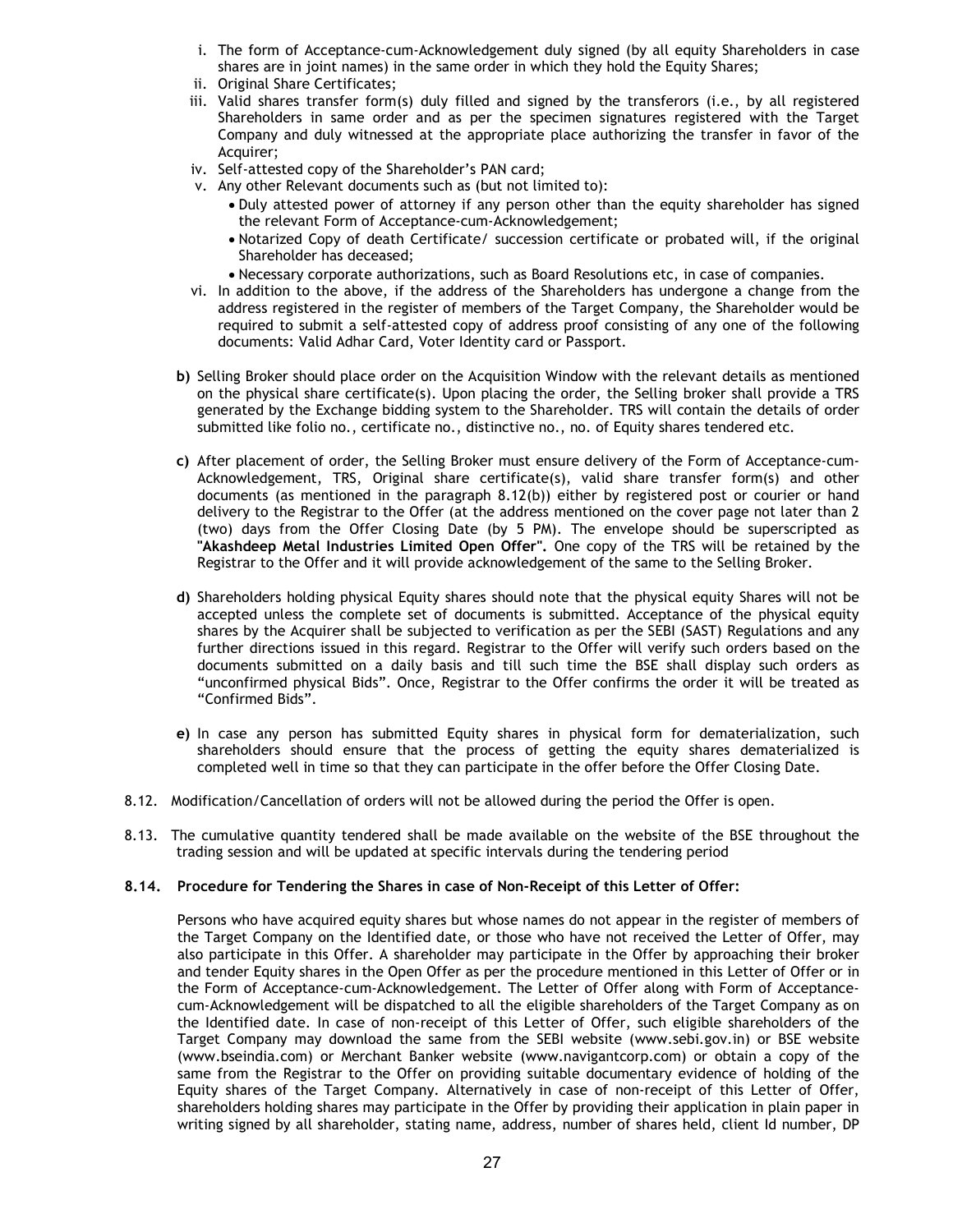i. The form of Acceptance-cum-Acknowledgement duly signed (by all equity Shareholders in case shares are in joint names) in the same order in which they hold the Equity Shares;
ii. Original Share Certificates;
iii. Valid shares transfer form(s) duly filled and signed by the transferors (i.e., by all registered Shareholders in same order and as per the specimen signatures registered with the Target Company and duly witnessed at the appropriate place authorizing the transfer in favor of the Acquirer;
iv. Self-attested copy of the Shareholder's PAN card;
v. Any other Relevant documents such as (but not limited to):
    - Duly attested power of attorney if any person other than the equity shareholder has signed the relevant Form of Acceptance-cum-Acknowledgement;
    - Notarized Copy of death Certificate/ succession certificate or probated will, if the original Shareholder has deceased;
    - Necessary corporate authorizations, such as Board Resolutions etc, in case of companies.
vi. In addition to the above, if the address of the Shareholders has undergone a change from the address registered in the register of members of the Target Company, the Shareholder would be required to submit a self-attested copy of address proof consisting of any one of the following documents: Valid Adhar Card, Voter Identity card or Passport.

**b)** Selling Broker should place order on the Acquisition Window with the relevant details as mentioned on the physical share certificate(s). Upon placing the order, the Selling broker shall provide a TRS generated by the Exchange bidding system to the Shareholder. TRS will contain the details of order submitted like folio no., certificate no., distinctive no., no. of Equity shares tendered etc.

**c)** After placement of order, the Selling Broker must ensure delivery of the Form of Acceptance-cum-Acknowledgement, TRS, Original share certificate(s), valid share transfer form(s) and other documents (as mentioned in the paragraph 8.12(b)) either by registered post or courier or hand delivery to the Registrar to the Offer (at the address mentioned on the cover page not later than 2 (two) days from the Offer Closing Date (by 5 PM). The envelope should be superscripted as **"Akashdeep Metal Industries Limited Open Offer".** One copy of the TRS will be retained by the Registrar to the Offer and it will provide acknowledgement of the same to the Selling Broker.

**d)** Shareholders holding physical Equity shares should note that the physical equity Shares will not be accepted unless the complete set of documents is submitted. Acceptance of the physical equity shares by the Acquirer shall be subjected to verification as per the SEBI (SAST) Regulations and any further directions issued in this regard. Registrar to the Offer will verify such orders based on the documents submitted on a daily basis and till such time the BSE shall display such orders as "unconfirmed physical Bids". Once, Registrar to the Offer confirms the order it will be treated as "Confirmed Bids".

**e)** In case any person has submitted Equity shares in physical form for dematerialization, such shareholders should ensure that the process of getting the equity shares dematerialized is completed well in time so that they can participate in the offer before the Offer Closing Date.

8.12. Modification/Cancellation of orders will not be allowed during the period the Offer is open.

8.13. The cumulative quantity tendered shall be made available on the website of the BSE throughout the trading session and will be updated at specific intervals during the tendering period

**8.14. Procedure for Tendering the Shares in case of Non-Receipt of this Letter of Offer:**

Persons who have acquired equity shares but whose names do not appear in the register of members of the Target Company on the Identified date, or those who have not received the Letter of Offer, may also participate in this Offer. A shareholder may participate in the Offer by approaching their broker and tender Equity shares in the Open Offer as per the procedure mentioned in this Letter of Offer or in the Form of Acceptance-cum-Acknowledgement. The Letter of Offer along with Form of Acceptance-cum-Acknowledgement will be dispatched to all the eligible shareholders of the Target Company as on the Identified date. In case of non-receipt of this Letter of Offer, such eligible shareholders of the Target Company may download the same from the SEBI website (www.sebi.gov.in) or BSE website (www.bseindia.com) or Merchant Banker website (www.navigantcorp.com) or obtain a copy of the same from the Registrar to the Offer on providing suitable documentary evidence of holding of the Equity shares of the Target Company. Alternatively in case of non-receipt of this Letter of Offer, shareholders holding shares may participate in the Offer by providing their application in plain paper in writing signed by all shareholder, stating name, address, number of shares held, client Id number, DP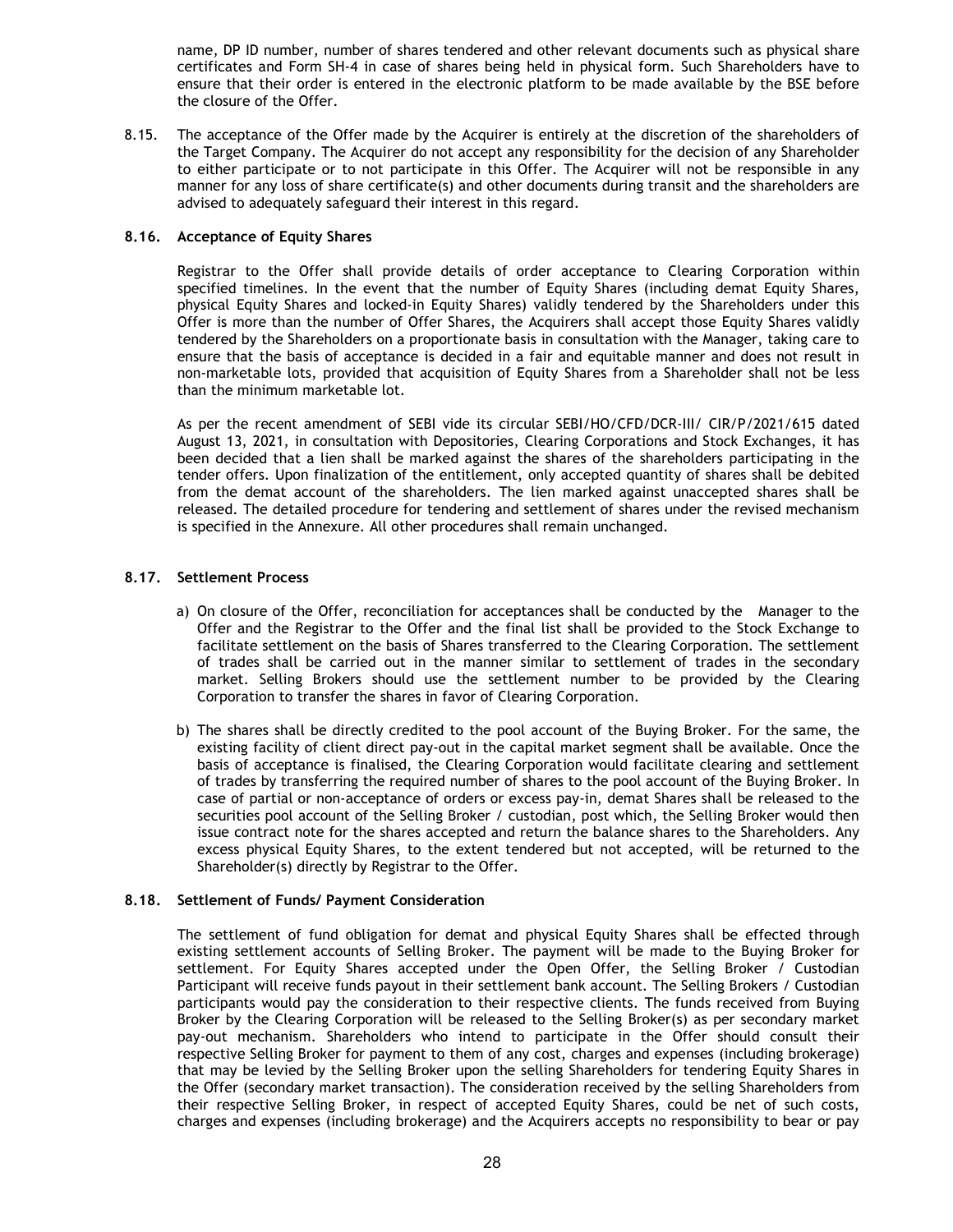name, DP ID number, number of shares tendered and other relevant documents such as physical share certificates and Form SH-4 in case of shares being held in physical form. Such Shareholders have to ensure that their order is entered in the electronic platform to be made available by the BSE before the closure of the Offer.

8.15. The acceptance of the Offer made by the Acquirer is entirely at the discretion of the shareholders of the Target Company. The Acquirer do not accept any responsibility for the decision of any Shareholder to either participate or to not participate in this Offer. The Acquirer will not be responsible in any manner for any loss of share certificate(s) and other documents during transit and the shareholders are advised to adequately safeguard their interest in this regard.

**8.16. Acceptance of Equity Shares**

Registrar to the Offer shall provide details of order acceptance to Clearing Corporation within specified timelines. In the event that the number of Equity Shares (including demat Equity Shares, physical Equity Shares and locked-in Equity Shares) validly tendered by the Shareholders under this Offer is more than the number of Offer Shares, the Acquirers shall accept those Equity Shares validly tendered by the Shareholders on a proportionate basis in consultation with the Manager, taking care to ensure that the basis of acceptance is decided in a fair and equitable manner and does not result in non-marketable lots, provided that acquisition of Equity Shares from a Shareholder shall not be less than the minimum marketable lot.

As per the recent amendment of SEBI vide its circular SEBI/HO/CFD/DCR-III/ CIR/P/2021/615 dated August 13, 2021, in consultation with Depositories, Clearing Corporations and Stock Exchanges, it has been decided that a lien shall be marked against the shares of the shareholders participating in the tender offers. Upon finalization of the entitlement, only accepted quantity of shares shall be debited from the demat account of the shareholders. The lien marked against unaccepted shares shall be released. The detailed procedure for tendering and settlement of shares under the revised mechanism is specified in the Annexure. All other procedures shall remain unchanged.

**8.17. Settlement Process**

a) On closure of the Offer, reconciliation for acceptances shall be conducted by the Manager to the Offer and the Registrar to the Offer and the final list shall be provided to the Stock Exchange to facilitate settlement on the basis of Shares transferred to the Clearing Corporation. The settlement of trades shall be carried out in the manner similar to settlement of trades in the secondary market. Selling Brokers should use the settlement number to be provided by the Clearing Corporation to transfer the shares in favor of Clearing Corporation.

b) The shares shall be directly credited to the pool account of the Buying Broker. For the same, the existing facility of client direct pay-out in the capital market segment shall be available. Once the basis of acceptance is finalised, the Clearing Corporation would facilitate clearing and settlement of trades by transferring the required number of shares to the pool account of the Buying Broker. In case of partial or non-acceptance of orders or excess pay-in, demat Shares shall be released to the securities pool account of the Selling Broker / custodian, post which, the Selling Broker would then issue contract note for the shares accepted and return the balance shares to the Shareholders. Any excess physical Equity Shares, to the extent tendered but not accepted, will be returned to the Shareholder(s) directly by Registrar to the Offer.

**8.18. Settlement of Funds/ Payment Consideration**

The settlement of fund obligation for demat and physical Equity Shares shall be effected through existing settlement accounts of Selling Broker. The payment will be made to the Buying Broker for settlement. For Equity Shares accepted under the Open Offer, the Selling Broker / Custodian Participant will receive funds payout in their settlement bank account. The Selling Brokers / Custodian participants would pay the consideration to their respective clients. The funds received from Buying Broker by the Clearing Corporation will be released to the Selling Broker(s) as per secondary market pay-out mechanism. Shareholders who intend to participate in the Offer should consult their respective Selling Broker for payment to them of any cost, charges and expenses (including brokerage) that may be levied by the Selling Broker upon the selling Shareholders for tendering Equity Shares in the Offer (secondary market transaction). The consideration received by the selling Shareholders from their respective Selling Broker, in respect of accepted Equity Shares, could be net of such costs, charges and expenses (including brokerage) and the Acquirers accepts no responsibility to bear or pay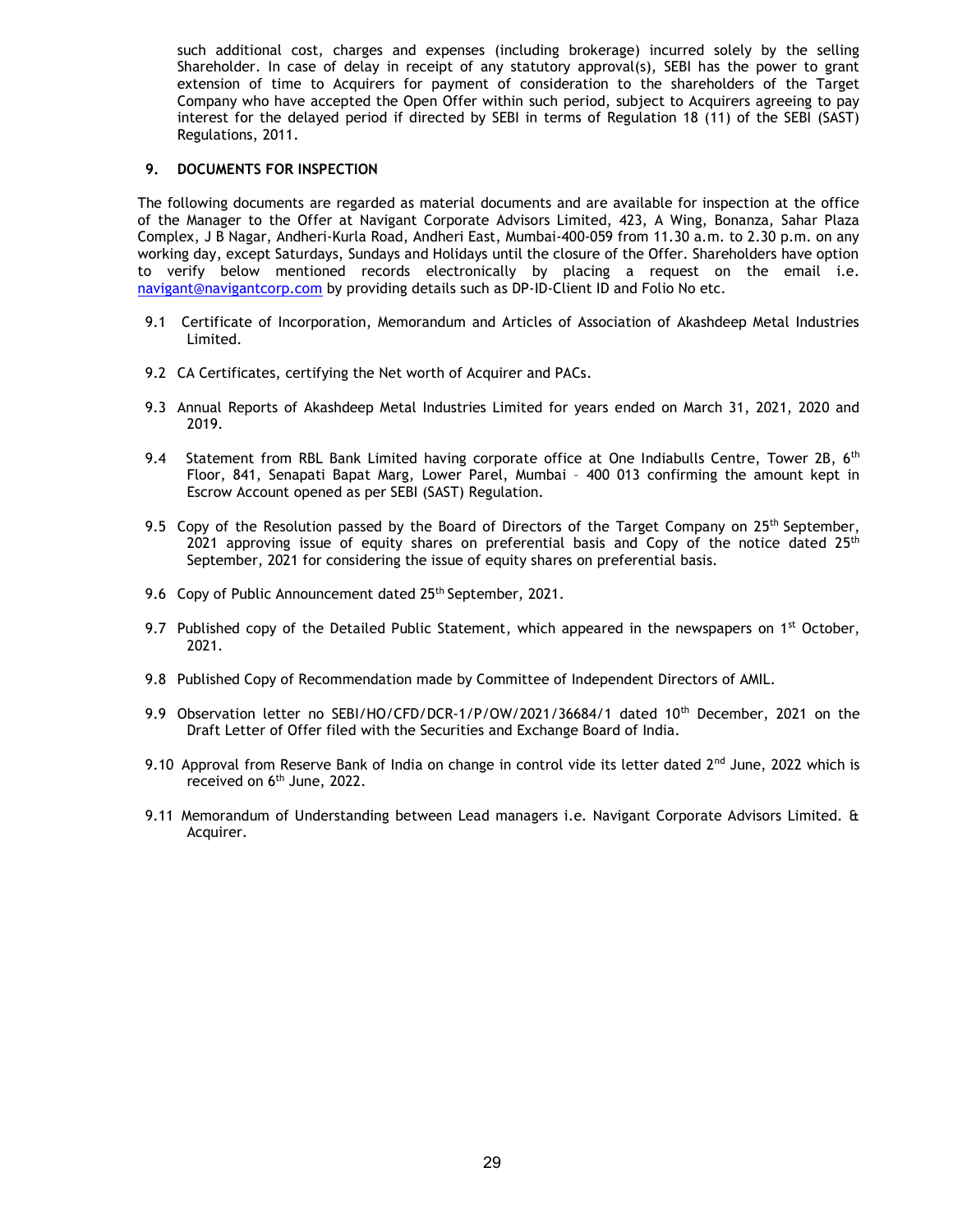such additional cost, charges and expenses (including brokerage) incurred solely by the selling Shareholder. In case of delay in receipt of any statutory approval(s), SEBI has the power to grant extension of time to Acquirers for payment of consideration to the shareholders of the Target Company who have accepted the Open Offer within such period, subject to Acquirers agreeing to pay interest for the delayed period if directed by SEBI in terms of Regulation 18 (11) of the SEBI (SAST) Regulations, 2011.

## 9. DOCUMENTS FOR INSPECTION

The following documents are regarded as material documents and are available for inspection at the office of the Manager to the Offer at Navigant Corporate Advisors Limited, 423, A Wing, Bonanza, Sahar Plaza Complex, J B Nagar, Andheri-Kurla Road, Andheri East, Mumbai-400-059 from 11.30 a.m. to 2.30 p.m. on any working day, except Saturdays, Sundays and Holidays until the closure of the Offer. Shareholders have option to verify below mentioned records electronically by placing a request on the email i.e. navigant@navigantcorp.com by providing details such as DP-ID-Client ID and Folio No etc.

9.1 Certificate of Incorporation, Memorandum and Articles of Association of Akashdeep Metal Industries Limited.

9.2 CA Certificates, certifying the Net worth of Acquirer and PACs.

9.3 Annual Reports of Akashdeep Metal Industries Limited for years ended on March 31, 2021, 2020 and 2019.

9.4 Statement from RBL Bank Limited having corporate office at One Indiabulls Centre, Tower 2B, 6th Floor, 841, Senapati Bapat Marg, Lower Parel, Mumbai – 400 013 confirming the amount kept in Escrow Account opened as per SEBI (SAST) Regulation.

9.5 Copy of the Resolution passed by the Board of Directors of the Target Company on 25th September, 2021 approving issue of equity shares on preferential basis and Copy of the notice dated 25th September, 2021 for considering the issue of equity shares on preferential basis.

9.6 Copy of Public Announcement dated 25th September, 2021.

9.7 Published copy of the Detailed Public Statement, which appeared in the newspapers on 1st October, 2021.

9.8 Published Copy of Recommendation made by Committee of Independent Directors of AMIL.

9.9 Observation letter no SEBI/HO/CFD/DCR-1/P/OW/2021/36684/1 dated 10th December, 2021 on the Draft Letter of Offer filed with the Securities and Exchange Board of India.

9.10 Approval from Reserve Bank of India on change in control vide its letter dated 2nd June, 2022 which is received on 6th June, 2022.

9.11 Memorandum of Understanding between Lead managers i.e. Navigant Corporate Advisors Limited. & Acquirer.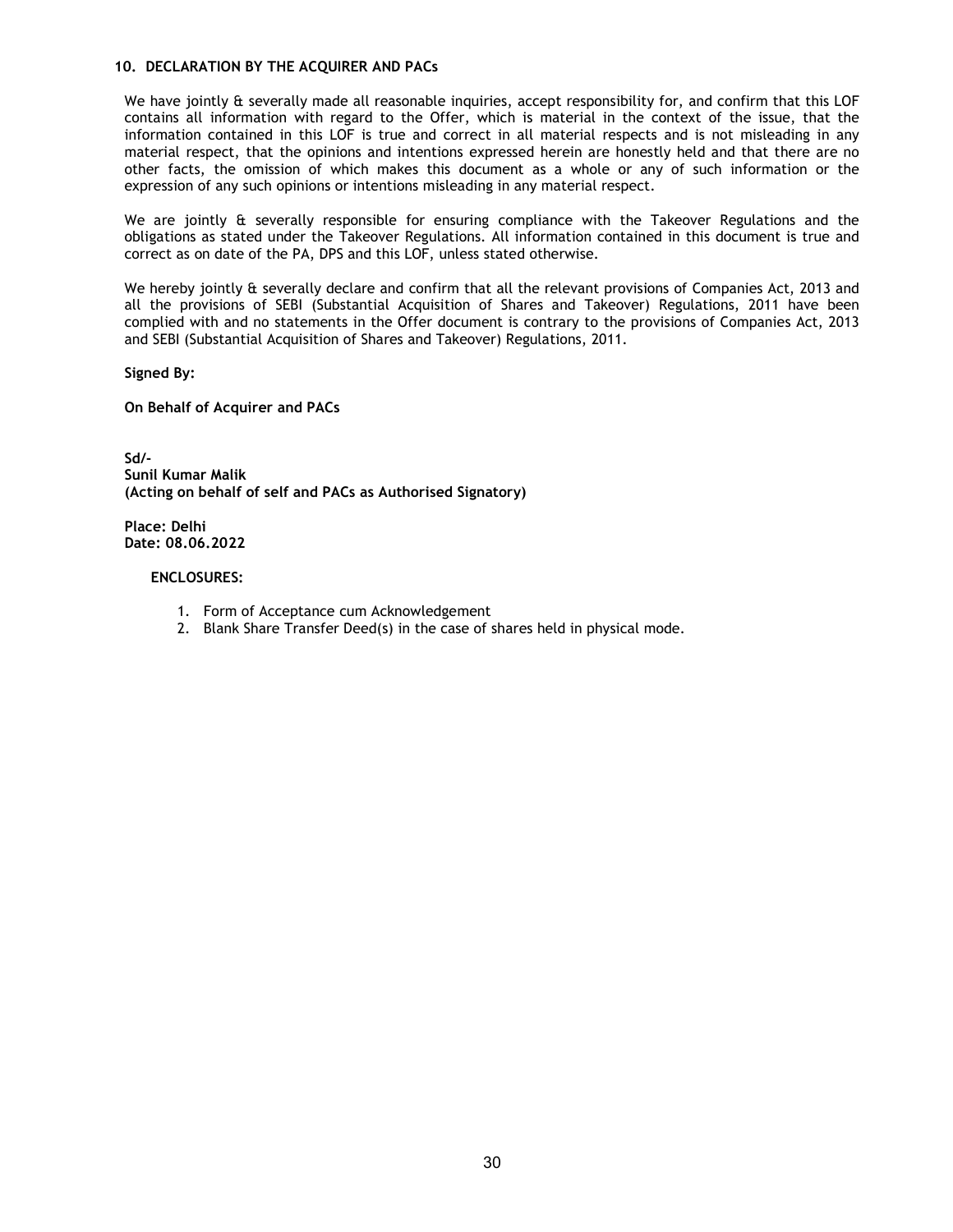## 10. DECLARATION BY THE ACQUIRER AND PACs

We have jointly & severally made all reasonable inquiries, accept responsibility for, and confirm that this LOF contains all information with regard to the Offer, which is material in the context of the issue, that the information contained in this LOF is true and correct in all material respects and is not misleading in any material respect, that the opinions and intentions expressed herein are honestly held and that there are no other facts, the omission of which makes this document as a whole or any of such information or the expression of any such opinions or intentions misleading in any material respect.

We are jointly & severally responsible for ensuring compliance with the Takeover Regulations and the obligations as stated under the Takeover Regulations. All information contained in this document is true and correct as on date of the PA, DPS and this LOF, unless stated otherwise.

We hereby jointly & severally declare and confirm that all the relevant provisions of Companies Act, 2013 and all the provisions of SEBI (Substantial Acquisition of Shares and Takeover) Regulations, 2011 have been complied with and no statements in the Offer document is contrary to the provisions of Companies Act, 2013 and SEBI (Substantial Acquisition of Shares and Takeover) Regulations, 2011.

**Signed By:**

**On Behalf of Acquirer and PACs**

**Sd/-**
**Sunil Kumar Malik**
**(Acting on behalf of self and PACs as Authorised Signatory)**

**Place: Delhi**
**Date: 08.06.2022**

**ENCLOSURES:**

1. Form of Acceptance cum Acknowledgement
2. Blank Share Transfer Deed(s) in the case of shares held in physical mode.